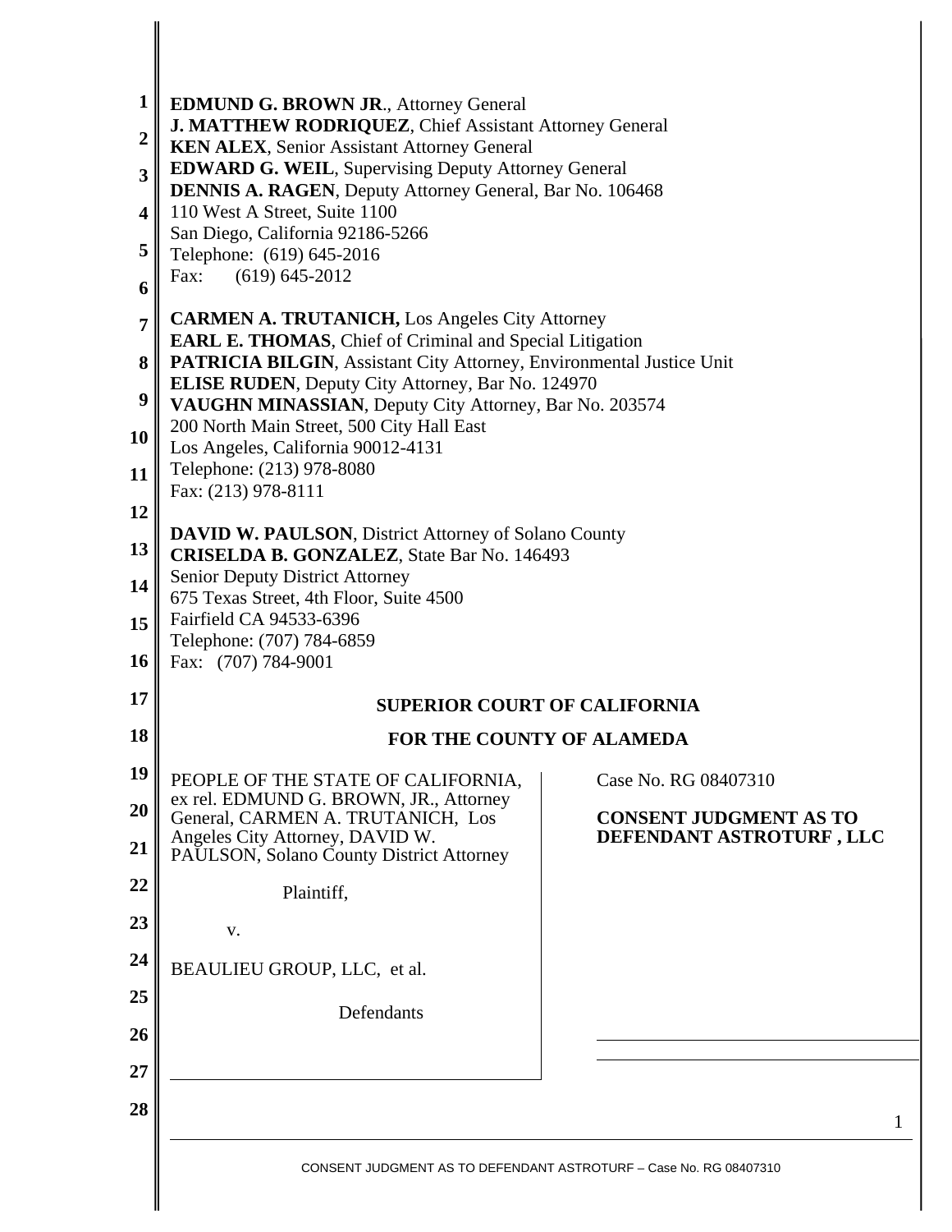**EDMUND G. BROWN JR**., Attorney General
**J. MATTHEW RODRIQUEZ**, Chief Assistant Attorney General
**KEN ALEX**, Senior Assistant Attorney General
**EDWARD G. WEIL**, Supervising Deputy Attorney General
**DENNIS A. RAGEN**, Deputy Attorney General, Bar No. 106468
110 West A Street, Suite 1100
San Diego, California 92186-5266
Telephone: (619) 645-2016
Fax: (619) 645-2012

**CARMEN A. TRUTANICH,** Los Angeles City Attorney
**EARL E. THOMAS**, Chief of Criminal and Special Litigation
**PATRICIA BILGIN**, Assistant City Attorney, Environmental Justice Unit
**ELISE RUDEN**, Deputy City Attorney, Bar No. 124970
**VAUGHN MINASSIAN**, Deputy City Attorney, Bar No. 203574
200 North Main Street, 500 City Hall East
Los Angeles, California 90012-4131
Telephone: (213) 978-8080
Fax: (213) 978-8111

**DAVID W. PAULSON**, District Attorney of Solano County
**CRISELDA B. GONZALEZ**, State Bar No. 146493
Senior Deputy District Attorney
675 Texas Street, 4th Floor, Suite 4500
Fairfield CA 94533-6396
Telephone: (707) 784-6859
Fax: (707) 784-9001

**SUPERIOR COURT OF CALIFORNIA**

**FOR THE COUNTY OF ALAMEDA**

PEOPLE OF THE STATE OF CALIFORNIA, ex rel. EDMUND G. BROWN, JR., Attorney General, CARMEN A. TRUTANICH, Los Angeles City Attorney, DAVID W. PAULSON, Solano County District Attorney

Plaintiff,

v.

BEAULIEU GROUP, LLC, et al.

Defendants

Case No. RG 08407310

**CONSENT JUDGMENT AS TO DEFENDANT ASTROTURF , LLC**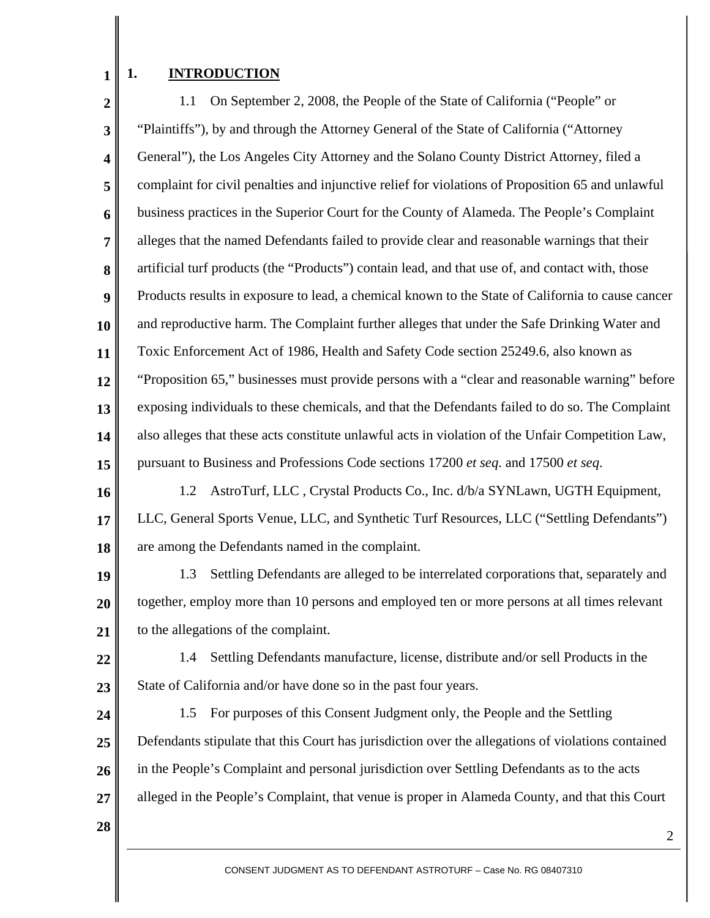## 1. INTRODUCTION

1.1 On September 2, 2008, the People of the State of California ("People" or "Plaintiffs"), by and through the Attorney General of the State of California ("Attorney General"), the Los Angeles City Attorney and the Solano County District Attorney, filed a complaint for civil penalties and injunctive relief for violations of Proposition 65 and unlawful business practices in the Superior Court for the County of Alameda. The People's Complaint alleges that the named Defendants failed to provide clear and reasonable warnings that their artificial turf products (the "Products") contain lead, and that use of, and contact with, those Products results in exposure to lead, a chemical known to the State of California to cause cancer and reproductive harm. The Complaint further alleges that under the Safe Drinking Water and Toxic Enforcement Act of 1986, Health and Safety Code section 25249.6, also known as "Proposition 65," businesses must provide persons with a "clear and reasonable warning" before exposing individuals to these chemicals, and that the Defendants failed to do so. The Complaint also alleges that these acts constitute unlawful acts in violation of the Unfair Competition Law, pursuant to Business and Professions Code sections 17200 *et seq.* and 17500 *et seq*.

1.2 AstroTurf, LLC , Crystal Products Co., Inc. d/b/a SYNLawn, UGTH Equipment, LLC, General Sports Venue, LLC, and Synthetic Turf Resources, LLC ("Settling Defendants") are among the Defendants named in the complaint.

1.3 Settling Defendants are alleged to be interrelated corporations that, separately and together, employ more than 10 persons and employed ten or more persons at all times relevant to the allegations of the complaint.

1.4 Settling Defendants manufacture, license, distribute and/or sell Products in the State of California and/or have done so in the past four years.

1.5 For purposes of this Consent Judgment only, the People and the Settling Defendants stipulate that this Court has jurisdiction over the allegations of violations contained in the People's Complaint and personal jurisdiction over Settling Defendants as to the acts alleged in the People's Complaint, that venue is proper in Alameda County, and that this Court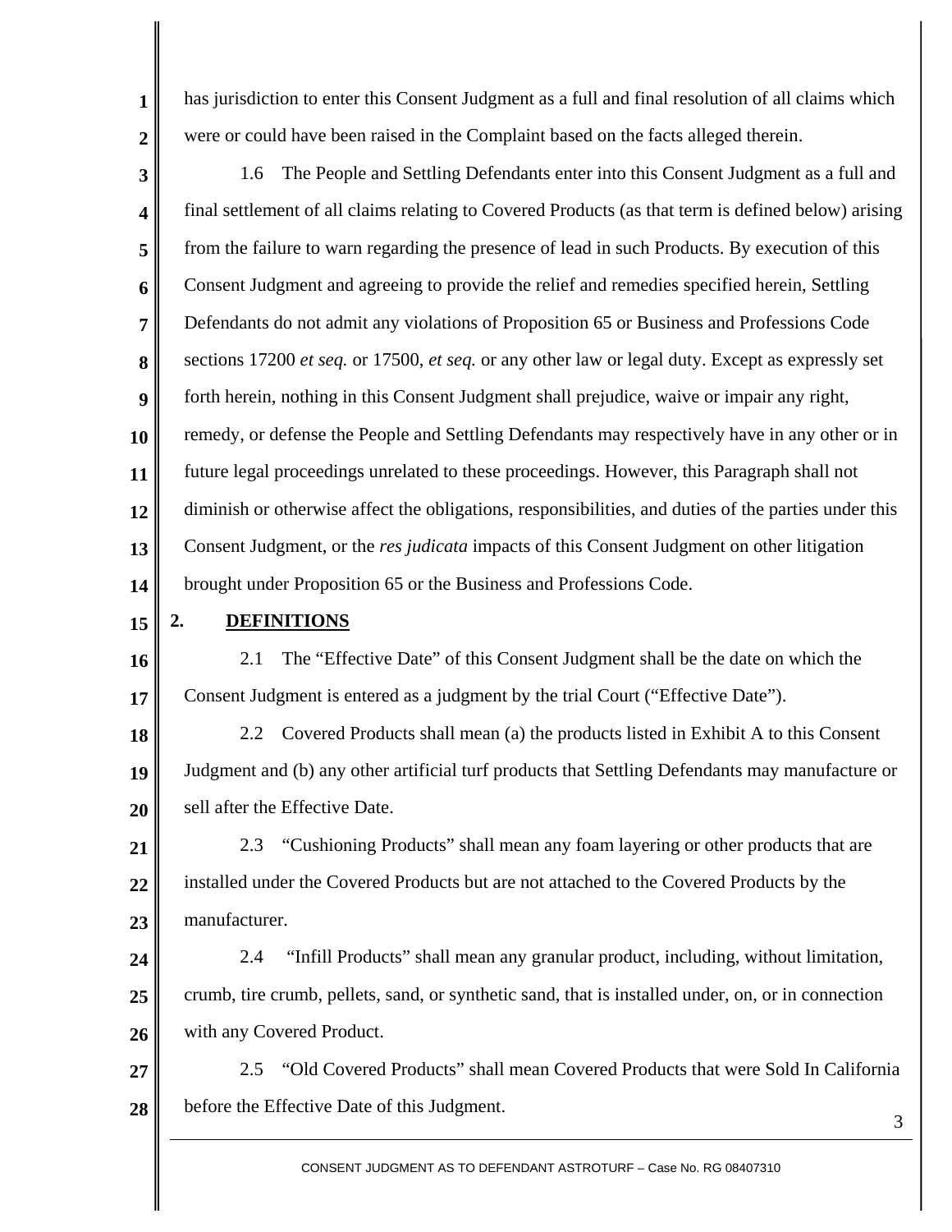has jurisdiction to enter this Consent Judgment as a full and final resolution of all claims which were or could have been raised in the Complaint based on the facts alleged therein.

1.6 The People and Settling Defendants enter into this Consent Judgment as a full and final settlement of all claims relating to Covered Products (as that term is defined below) arising from the failure to warn regarding the presence of lead in such Products. By execution of this Consent Judgment and agreeing to provide the relief and remedies specified herein, Settling Defendants do not admit any violations of Proposition 65 or Business and Professions Code sections 17200 *et seq.* or 17500, *et seq.* or any other law or legal duty. Except as expressly set forth herein, nothing in this Consent Judgment shall prejudice, waive or impair any right, remedy, or defense the People and Settling Defendants may respectively have in any other or in future legal proceedings unrelated to these proceedings. However, this Paragraph shall not diminish or otherwise affect the obligations, responsibilities, and duties of the parties under this Consent Judgment, or the *res judicata* impacts of this Consent Judgment on other litigation brought under Proposition 65 or the Business and Professions Code.

## 2. DEFINITIONS

2.1 The "Effective Date" of this Consent Judgment shall be the date on which the Consent Judgment is entered as a judgment by the trial Court ("Effective Date").

2.2 Covered Products shall mean (a) the products listed in Exhibit A to this Consent Judgment and (b) any other artificial turf products that Settling Defendants may manufacture or sell after the Effective Date.

2.3 "Cushioning Products" shall mean any foam layering or other products that are installed under the Covered Products but are not attached to the Covered Products by the manufacturer.

2.4 "Infill Products" shall mean any granular product, including, without limitation, crumb, tire crumb, pellets, sand, or synthetic sand, that is installed under, on, or in connection with any Covered Product.

2.5 "Old Covered Products" shall mean Covered Products that were Sold In California before the Effective Date of this Judgment.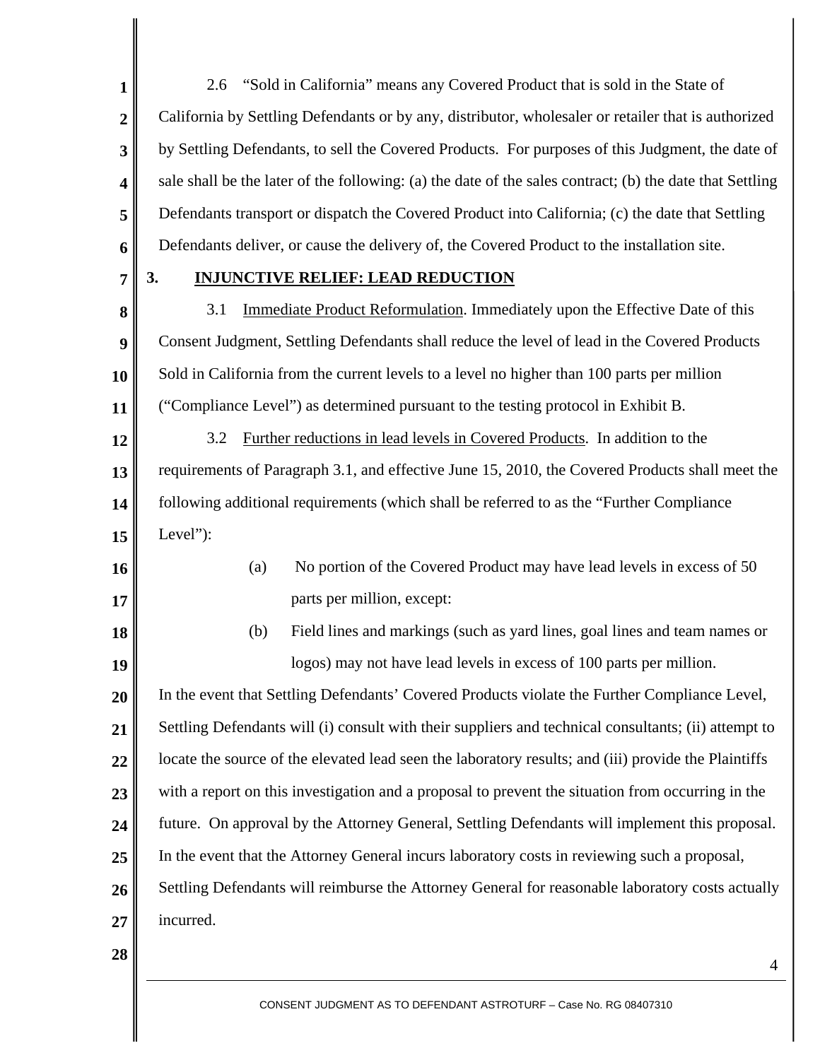2.6 "Sold in California" means any Covered Product that is sold in the State of California by Settling Defendants or by any, distributor, wholesaler or retailer that is authorized by Settling Defendants, to sell the Covered Products. For purposes of this Judgment, the date of sale shall be the later of the following: (a) the date of the sales contract; (b) the date that Settling Defendants transport or dispatch the Covered Product into California; (c) the date that Settling Defendants deliver, or cause the delivery of, the Covered Product to the installation site.

## 3. INJUNCTIVE RELIEF: LEAD REDUCTION

3.1 Immediate Product Reformulation. Immediately upon the Effective Date of this Consent Judgment, Settling Defendants shall reduce the level of lead in the Covered Products Sold in California from the current levels to a level no higher than 100 parts per million ("Compliance Level") as determined pursuant to the testing protocol in Exhibit B.

3.2 Further reductions in lead levels in Covered Products. In addition to the requirements of Paragraph 3.1, and effective June 15, 2010, the Covered Products shall meet the following additional requirements (which shall be referred to as the "Further Compliance Level"):

(a) No portion of the Covered Product may have lead levels in excess of 50 parts per million, except:

(b) Field lines and markings (such as yard lines, goal lines and team names or logos) may not have lead levels in excess of 100 parts per million.

In the event that Settling Defendants' Covered Products violate the Further Compliance Level, Settling Defendants will (i) consult with their suppliers and technical consultants; (ii) attempt to locate the source of the elevated lead seen the laboratory results; and (iii) provide the Plaintiffs with a report on this investigation and a proposal to prevent the situation from occurring in the future. On approval by the Attorney General, Settling Defendants will implement this proposal. In the event that the Attorney General incurs laboratory costs in reviewing such a proposal, Settling Defendants will reimburse the Attorney General for reasonable laboratory costs actually incurred.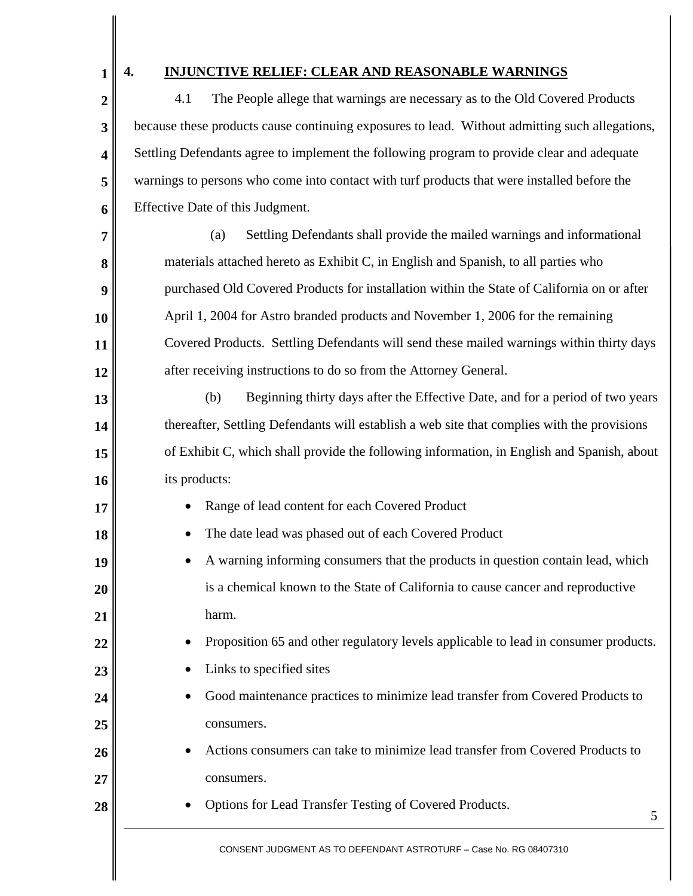## 4. INJUNCTIVE RELIEF: CLEAR AND REASONABLE WARNINGS

4.1 The People allege that warnings are necessary as to the Old Covered Products because these products cause continuing exposures to lead. Without admitting such allegations, Settling Defendants agree to implement the following program to provide clear and adequate warnings to persons who come into contact with turf products that were installed before the Effective Date of this Judgment.

(a) Settling Defendants shall provide the mailed warnings and informational materials attached hereto as Exhibit C, in English and Spanish, to all parties who purchased Old Covered Products for installation within the State of California on or after April 1, 2004 for Astro branded products and November 1, 2006 for the remaining Covered Products. Settling Defendants will send these mailed warnings within thirty days after receiving instructions to do so from the Attorney General.

(b) Beginning thirty days after the Effective Date, and for a period of two years thereafter, Settling Defendants will establish a web site that complies with the provisions of Exhibit C, which shall provide the following information, in English and Spanish, about its products:

- Range of lead content for each Covered Product
- The date lead was phased out of each Covered Product
- A warning informing consumers that the products in question contain lead, which is a chemical known to the State of California to cause cancer and reproductive harm.
- Proposition 65 and other regulatory levels applicable to lead in consumer products.
- Links to specified sites
- Good maintenance practices to minimize lead transfer from Covered Products to consumers.
- Actions consumers can take to minimize lead transfer from Covered Products to consumers.
- Options for Lead Transfer Testing of Covered Products.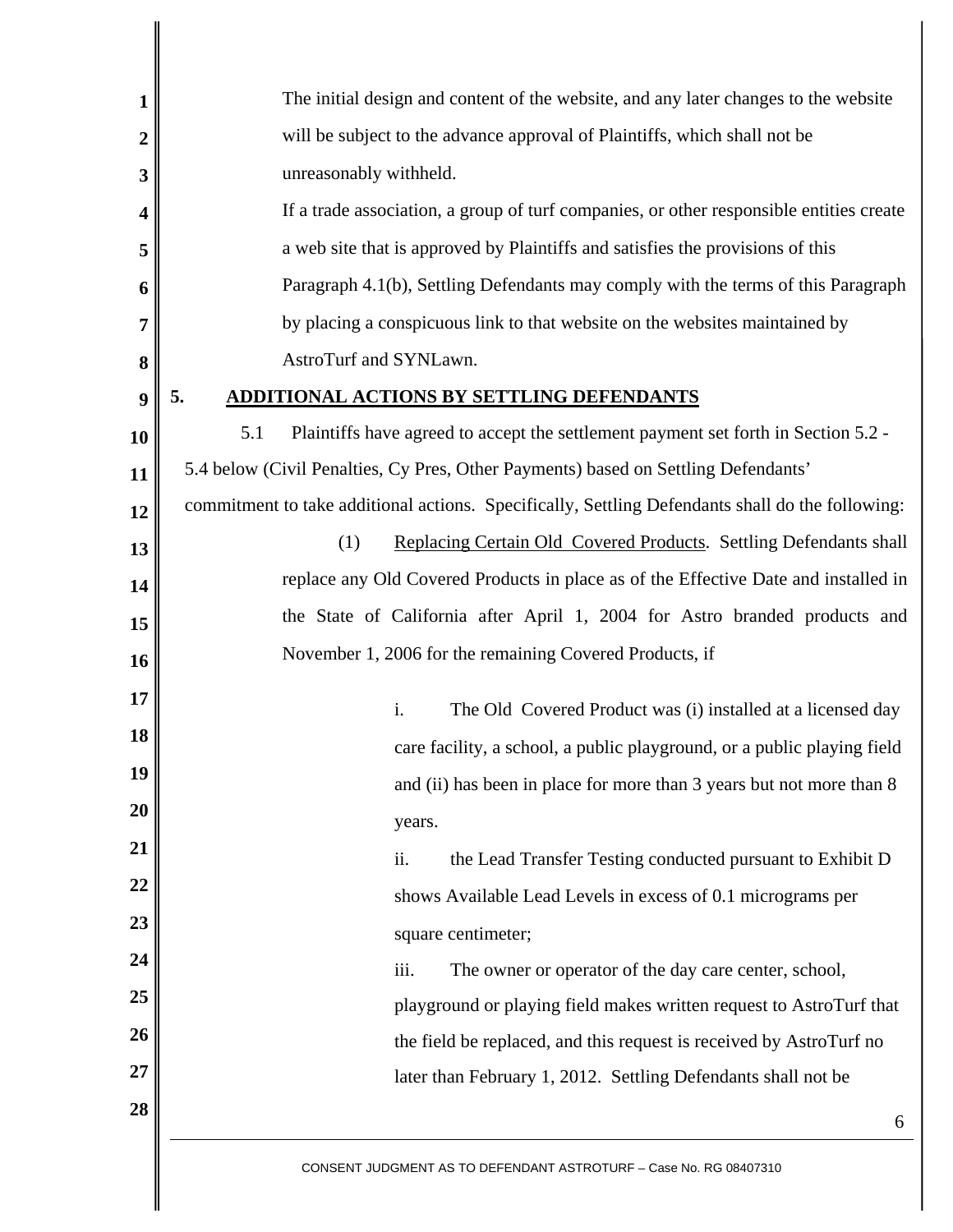The initial design and content of the website, and any later changes to the website will be subject to the advance approval of Plaintiffs, which shall not be unreasonably withheld.

If a trade association, a group of turf companies, or other responsible entities create a web site that is approved by Plaintiffs and satisfies the provisions of this Paragraph 4.1(b), Settling Defendants may comply with the terms of this Paragraph by placing a conspicuous link to that website on the websites maintained by AstroTurf and SYNLawn.

## 5. ADDITIONAL ACTIONS BY SETTLING DEFENDANTS

5.1 Plaintiffs have agreed to accept the settlement payment set forth in Section 5.2 - 5.4 below (Civil Penalties, Cy Pres, Other Payments) based on Settling Defendants' commitment to take additional actions. Specifically, Settling Defendants shall do the following:

(1) Replacing Certain Old Covered Products. Settling Defendants shall replace any Old Covered Products in place as of the Effective Date and installed in the State of California after April 1, 2004 for Astro branded products and November 1, 2006 for the remaining Covered Products, if

i. The Old Covered Product was (i) installed at a licensed day care facility, a school, a public playground, or a public playing field and (ii) has been in place for more than 3 years but not more than 8 years.

ii. the Lead Transfer Testing conducted pursuant to Exhibit D shows Available Lead Levels in excess of 0.1 micrograms per square centimeter;

iii. The owner or operator of the day care center, school, playground or playing field makes written request to AstroTurf that the field be replaced, and this request is received by AstroTurf no later than February 1, 2012. Settling Defendants shall not be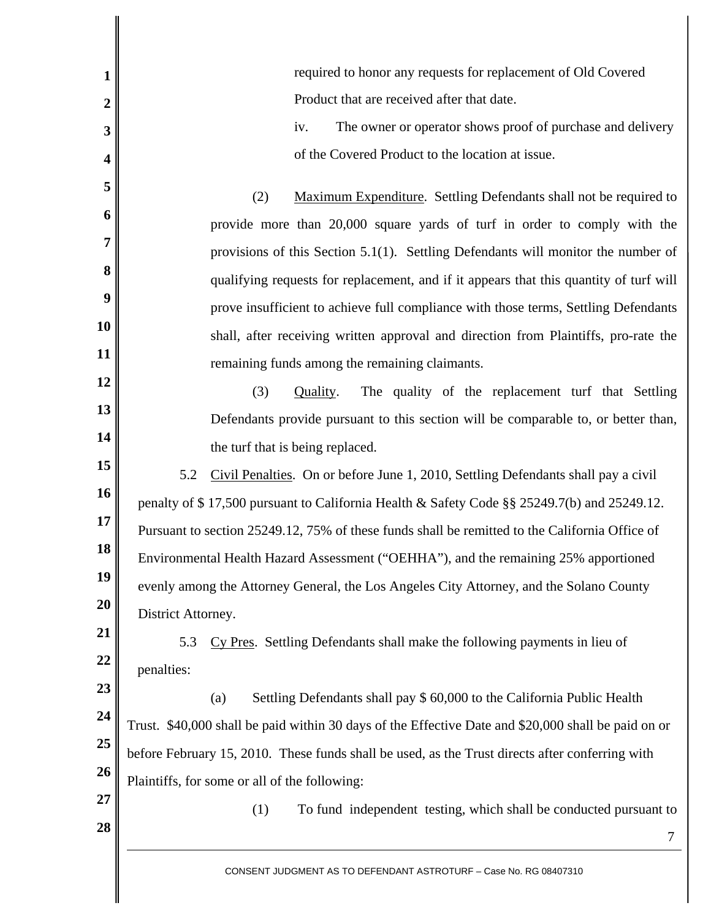required to honor any requests for replacement of Old Covered Product that are received after that date.

iv. The owner or operator shows proof of purchase and delivery of the Covered Product to the location at issue.

(2) Maximum Expenditure. Settling Defendants shall not be required to provide more than 20,000 square yards of turf in order to comply with the provisions of this Section 5.1(1). Settling Defendants will monitor the number of qualifying requests for replacement, and if it appears that this quantity of turf will prove insufficient to achieve full compliance with those terms, Settling Defendants shall, after receiving written approval and direction from Plaintiffs, pro-rate the remaining funds among the remaining claimants.

(3) Quality. The quality of the replacement turf that Settling Defendants provide pursuant to this section will be comparable to, or better than, the turf that is being replaced.

5.2 Civil Penalties. On or before June 1, 2010, Settling Defendants shall pay a civil penalty of $ 17,500 pursuant to California Health & Safety Code §§ 25249.7(b) and 25249.12. Pursuant to section 25249.12, 75% of these funds shall be remitted to the California Office of Environmental Health Hazard Assessment ("OEHHA"), and the remaining 25% apportioned evenly among the Attorney General, the Los Angeles City Attorney, and the Solano County District Attorney.

5.3 Cy Pres. Settling Defendants shall make the following payments in lieu of penalties:

(a) Settling Defendants shall pay $ 60,000 to the California Public Health Trust. $40,000 shall be paid within 30 days of the Effective Date and $20,000 shall be paid on or before February 15, 2010. These funds shall be used, as the Trust directs after conferring with Plaintiffs, for some or all of the following:

(1) To fund independent testing, which shall be conducted pursuant to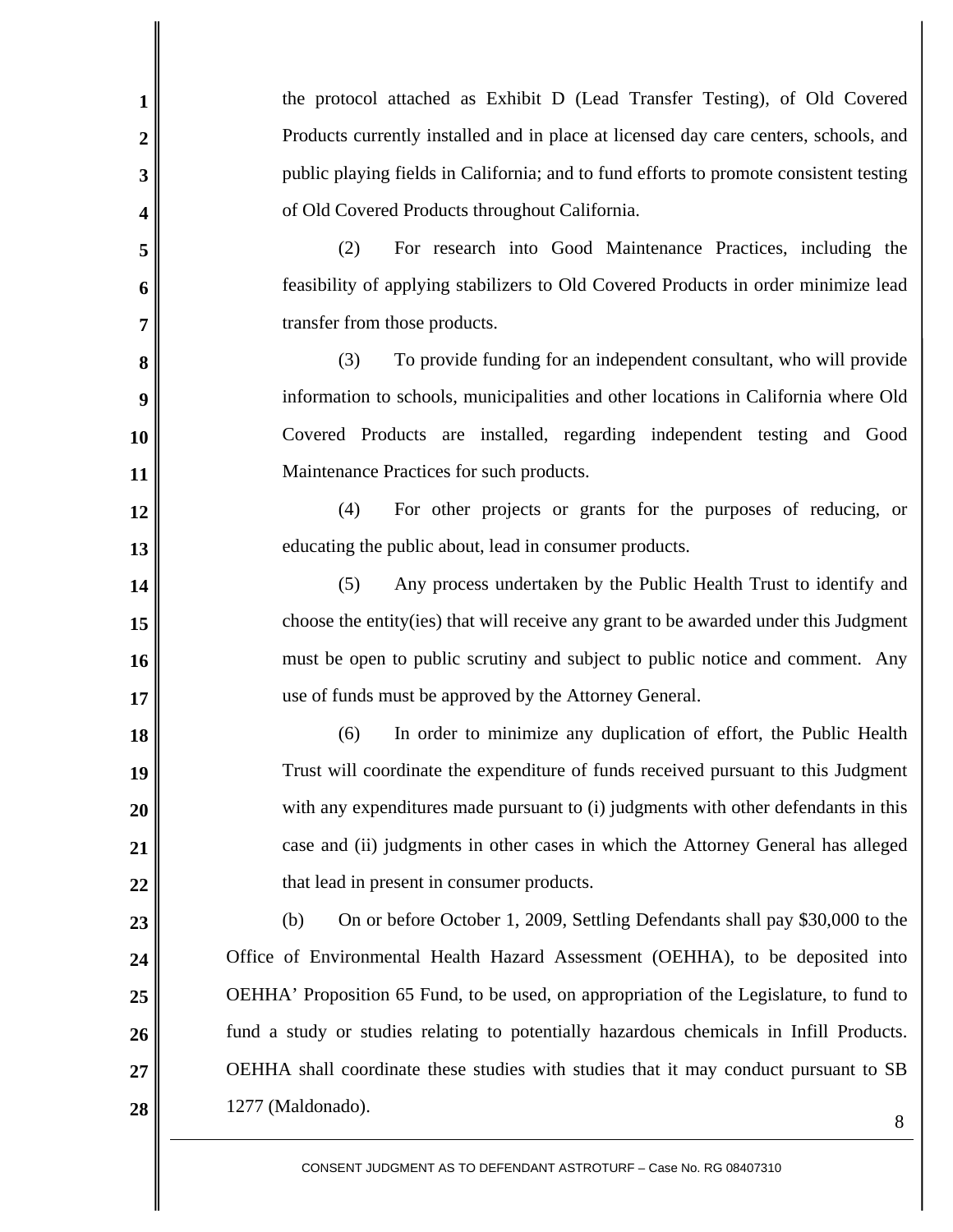the protocol attached as Exhibit D (Lead Transfer Testing), of Old Covered Products currently installed and in place at licensed day care centers, schools, and public playing fields in California; and to fund efforts to promote consistent testing of Old Covered Products throughout California.

(2) For research into Good Maintenance Practices, including the feasibility of applying stabilizers to Old Covered Products in order minimize lead transfer from those products.

(3) To provide funding for an independent consultant, who will provide information to schools, municipalities and other locations in California where Old Covered Products are installed, regarding independent testing and Good Maintenance Practices for such products.

(4) For other projects or grants for the purposes of reducing, or educating the public about, lead in consumer products.

(5) Any process undertaken by the Public Health Trust to identify and choose the entity(ies) that will receive any grant to be awarded under this Judgment must be open to public scrutiny and subject to public notice and comment. Any use of funds must be approved by the Attorney General.

(6) In order to minimize any duplication of effort, the Public Health Trust will coordinate the expenditure of funds received pursuant to this Judgment with any expenditures made pursuant to (i) judgments with other defendants in this case and (ii) judgments in other cases in which the Attorney General has alleged that lead in present in consumer products.

(b) On or before October 1, 2009, Settling Defendants shall pay $30,000 to the Office of Environmental Health Hazard Assessment (OEHHA), to be deposited into OEHHA' Proposition 65 Fund, to be used, on appropriation of the Legislature, to fund to fund a study or studies relating to potentially hazardous chemicals in Infill Products. OEHHA shall coordinate these studies with studies that it may conduct pursuant to SB 1277 (Maldonado).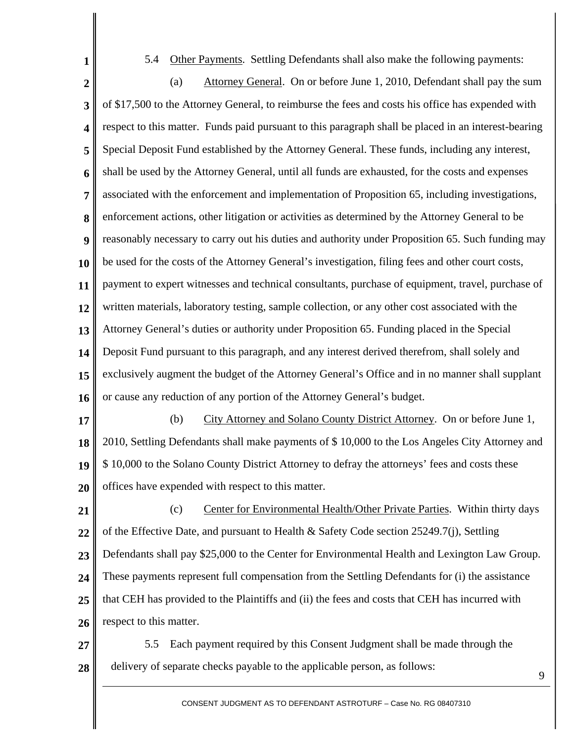5.4 Underline: Other Payments. Settling Defendants shall also make the following payments:

(a) Attorney General. On or before June 1, 2010, Defendant shall pay the sum of $17,500 to the Attorney General, to reimburse the fees and costs his office has expended with respect to this matter. Funds paid pursuant to this paragraph shall be placed in an interest-bearing Special Deposit Fund established by the Attorney General. These funds, including any interest, shall be used by the Attorney General, until all funds are exhausted, for the costs and expenses associated with the enforcement and implementation of Proposition 65, including investigations, enforcement actions, other litigation or activities as determined by the Attorney General to be reasonably necessary to carry out his duties and authority under Proposition 65. Such funding may be used for the costs of the Attorney General's investigation, filing fees and other court costs, payment to expert witnesses and technical consultants, purchase of equipment, travel, purchase of written materials, laboratory testing, sample collection, or any other cost associated with the Attorney General's duties or authority under Proposition 65. Funding placed in the Special Deposit Fund pursuant to this paragraph, and any interest derived therefrom, shall solely and exclusively augment the budget of the Attorney General's Office and in no manner shall supplant or cause any reduction of any portion of the Attorney General's budget.

(b) City Attorney and Solano County District Attorney. On or before June 1, 2010, Settling Defendants shall make payments of $ 10,000 to the Los Angeles City Attorney and $ 10,000 to the Solano County District Attorney to defray the attorneys' fees and costs these offices have expended with respect to this matter.

(c) Center for Environmental Health/Other Private Parties. Within thirty days of the Effective Date, and pursuant to Health & Safety Code section 25249.7(j), Settling Defendants shall pay $25,000 to the Center for Environmental Health and Lexington Law Group. These payments represent full compensation from the Settling Defendants for (i) the assistance that CEH has provided to the Plaintiffs and (ii) the fees and costs that CEH has incurred with respect to this matter.

5.5 Each payment required by this Consent Judgment shall be made through the delivery of separate checks payable to the applicable person, as follows:

5.4 Other Payments. Settling Defendants shall also make the following payments:

(a) Attorney General. On or before June 1, 2010, Defendant shall pay the sum of $17,500 to the Attorney General, to reimburse the fees and costs his office has expended with respect to this matter. Funds paid pursuant to this paragraph shall be placed in an interest-bearing Special Deposit Fund established by the Attorney General. These funds, including any interest, shall be used by the Attorney General, until all funds are exhausted, for the costs and expenses associated with the enforcement and implementation of Proposition 65, including investigations, enforcement actions, other litigation or activities as determined by the Attorney General to be reasonably necessary to carry out his duties and authority under Proposition 65. Such funding may be used for the costs of the Attorney General's investigation, filing fees and other court costs, payment to expert witnesses and technical consultants, purchase of equipment, travel, purchase of written materials, laboratory testing, sample collection, or any other cost associated with the Attorney General's duties or authority under Proposition 65. Funding placed in the Special Deposit Fund pursuant to this paragraph, and any interest derived therefrom, shall solely and exclusively augment the budget of the Attorney General's Office and in no manner shall supplant or cause any reduction of any portion of the Attorney General's budget.

(b) City Attorney and Solano County District Attorney. On or before June 1, 2010, Settling Defendants shall make payments of $ 10,000 to the Los Angeles City Attorney and $ 10,000 to the Solano County District Attorney to defray the attorneys' fees and costs these offices have expended with respect to this matter.

(c) Center for Environmental Health/Other Private Parties. Within thirty days of the Effective Date, and pursuant to Health & Safety Code section 25249.7(j), Settling Defendants shall pay $25,000 to the Center for Environmental Health and Lexington Law Group. These payments represent full compensation from the Settling Defendants for (i) the assistance that CEH has provided to the Plaintiffs and (ii) the fees and costs that CEH has incurred with respect to this matter.

5.5 Each payment required by this Consent Judgment shall be made through the delivery of separate checks payable to the applicable person, as follows: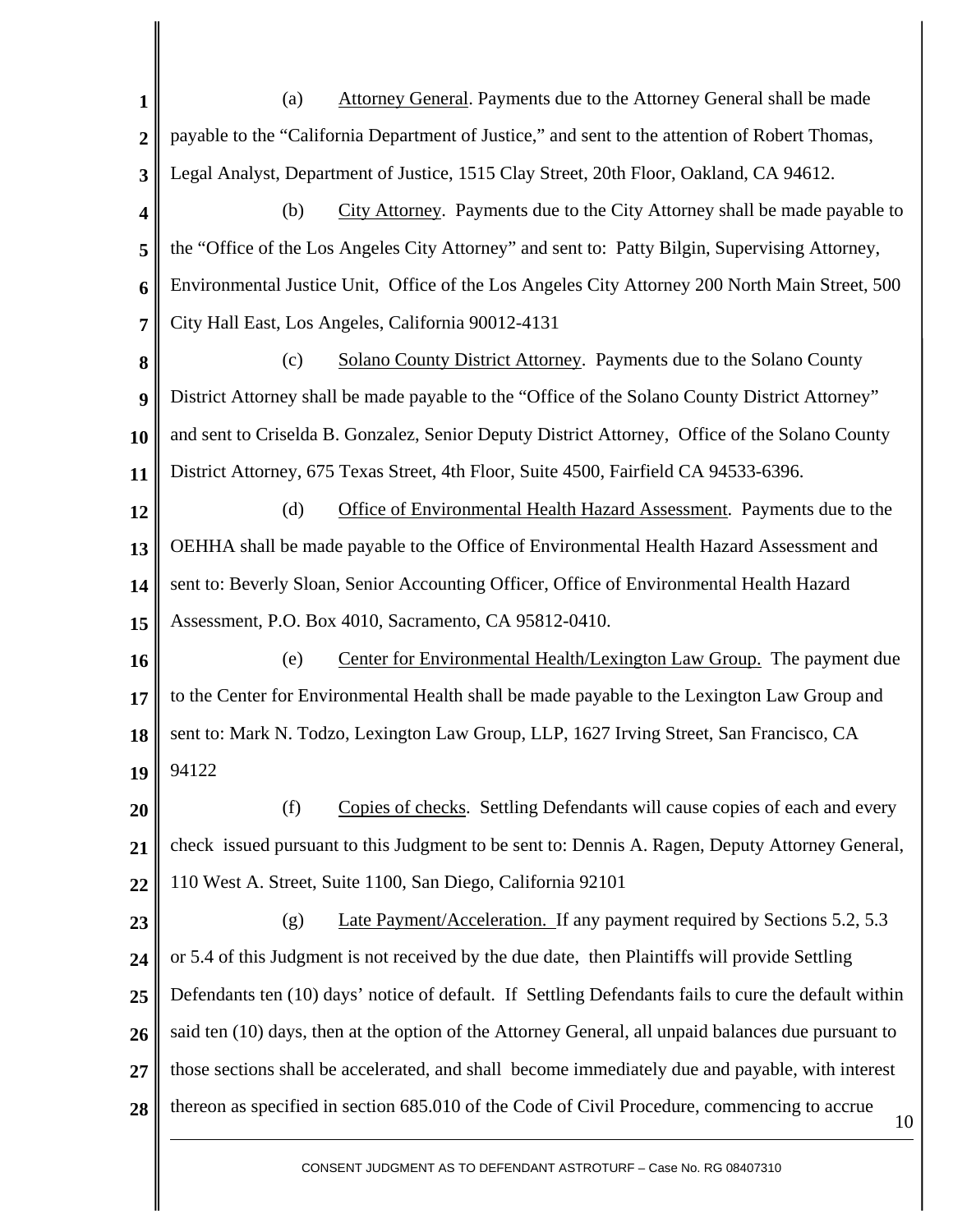(a) Attorney General. Payments due to the Attorney General shall be made payable to the "California Department of Justice," and sent to the attention of Robert Thomas, Legal Analyst, Department of Justice, 1515 Clay Street, 20th Floor, Oakland, CA 94612.

(b) City Attorney. Payments due to the City Attorney shall be made payable to the "Office of the Los Angeles City Attorney" and sent to: Patty Bilgin, Supervising Attorney, Environmental Justice Unit, Office of the Los Angeles City Attorney 200 North Main Street, 500 City Hall East, Los Angeles, California 90012-4131

(c) Solano County District Attorney. Payments due to the Solano County District Attorney shall be made payable to the "Office of the Solano County District Attorney" and sent to Criselda B. Gonzalez, Senior Deputy District Attorney, Office of the Solano County District Attorney, 675 Texas Street, 4th Floor, Suite 4500, Fairfield CA 94533-6396.

(d) Office of Environmental Health Hazard Assessment. Payments due to the OEHHA shall be made payable to the Office of Environmental Health Hazard Assessment and sent to: Beverly Sloan, Senior Accounting Officer, Office of Environmental Health Hazard Assessment, P.O. Box 4010, Sacramento, CA 95812-0410.

(e) Center for Environmental Health/Lexington Law Group. The payment due to the Center for Environmental Health shall be made payable to the Lexington Law Group and sent to: Mark N. Todzo, Lexington Law Group, LLP, 1627 Irving Street, San Francisco, CA 94122

(f) Copies of checks. Settling Defendants will cause copies of each and every check issued pursuant to this Judgment to be sent to: Dennis A. Ragen, Deputy Attorney General, 110 West A. Street, Suite 1100, San Diego, California 92101

(g) Late Payment/Acceleration. If any payment required by Sections 5.2, 5.3 or 5.4 of this Judgment is not received by the due date, then Plaintiffs will provide Settling Defendants ten (10) days' notice of default. If Settling Defendants fails to cure the default within said ten (10) days, then at the option of the Attorney General, all unpaid balances due pursuant to those sections shall be accelerated, and shall become immediately due and payable, with interest thereon as specified in section 685.010 of the Code of Civil Procedure, commencing to accrue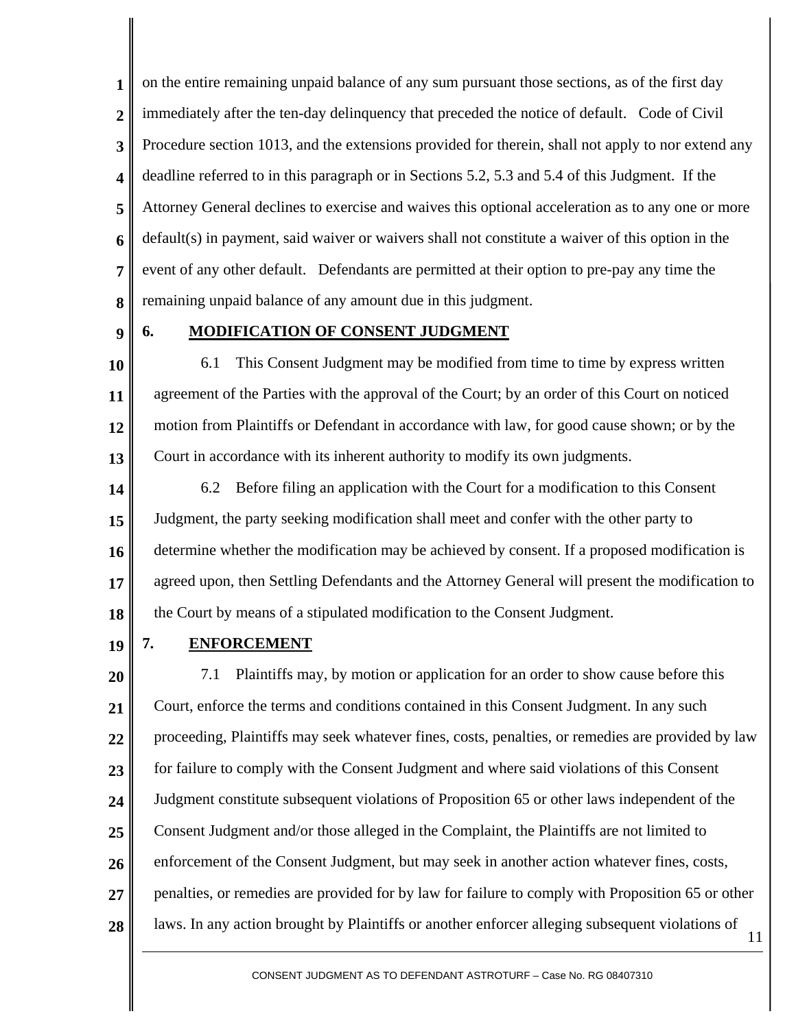on the entire remaining unpaid balance of any sum pursuant those sections, as of the first day immediately after the ten-day delinquency that preceded the notice of default. Code of Civil Procedure section 1013, and the extensions provided for therein, shall not apply to nor extend any deadline referred to in this paragraph or in Sections 5.2, 5.3 and 5.4 of this Judgment. If the Attorney General declines to exercise and waives this optional acceleration as to any one or more default(s) in payment, said waiver or waivers shall not constitute a waiver of this option in the event of any other default. Defendants are permitted at their option to pre-pay any time the remaining unpaid balance of any amount due in this judgment.

## 6. MODIFICATION OF CONSENT JUDGMENT

6.1 This Consent Judgment may be modified from time to time by express written agreement of the Parties with the approval of the Court; by an order of this Court on noticed motion from Plaintiffs or Defendant in accordance with law, for good cause shown; or by the Court in accordance with its inherent authority to modify its own judgments.

6.2 Before filing an application with the Court for a modification to this Consent Judgment, the party seeking modification shall meet and confer with the other party to determine whether the modification may be achieved by consent. If a proposed modification is agreed upon, then Settling Defendants and the Attorney General will present the modification to the Court by means of a stipulated modification to the Consent Judgment.

## 7. ENFORCEMENT

7.1 Plaintiffs may, by motion or application for an order to show cause before this Court, enforce the terms and conditions contained in this Consent Judgment. In any such proceeding, Plaintiffs may seek whatever fines, costs, penalties, or remedies are provided by law for failure to comply with the Consent Judgment and where said violations of this Consent Judgment constitute subsequent violations of Proposition 65 or other laws independent of the Consent Judgment and/or those alleged in the Complaint, the Plaintiffs are not limited to enforcement of the Consent Judgment, but may seek in another action whatever fines, costs, penalties, or remedies are provided for by law for failure to comply with Proposition 65 or other laws. In any action brought by Plaintiffs or another enforcer alleging subsequent violations of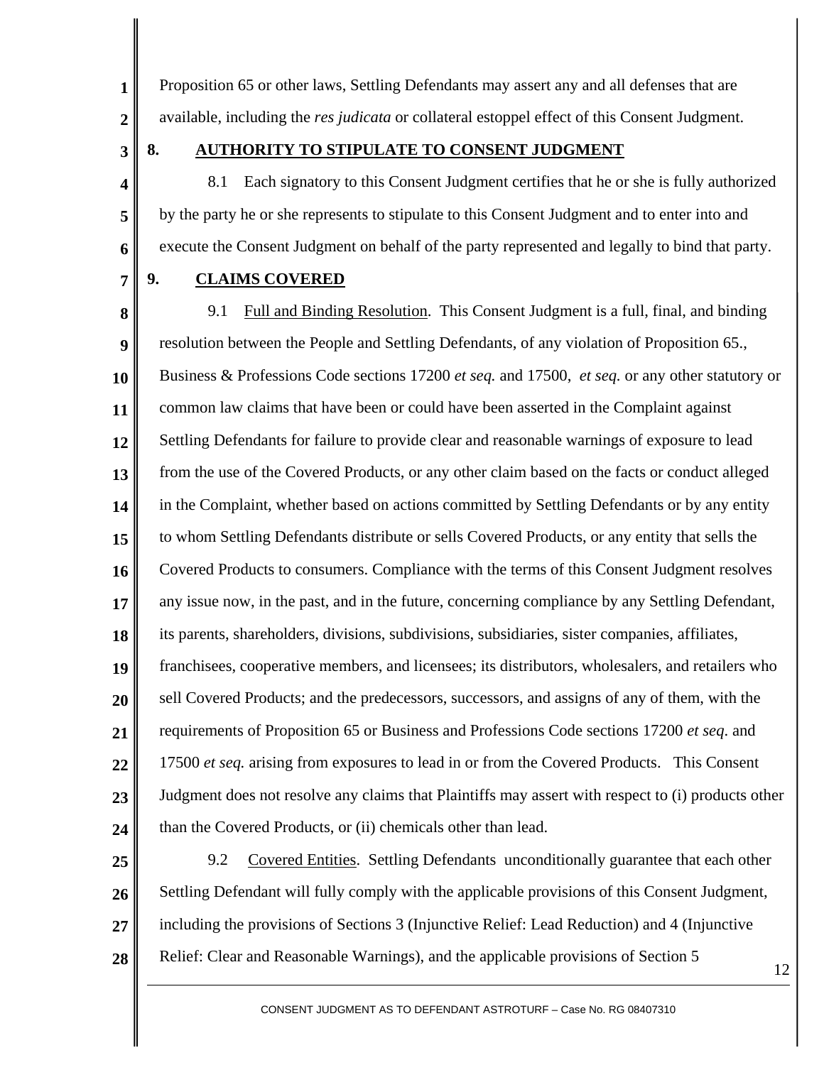Proposition 65 or other laws, Settling Defendants may assert any and all defenses that are available, including the *res judicata* or collateral estoppel effect of this Consent Judgment.

## 8. AUTHORITY TO STIPULATE TO CONSENT JUDGMENT

8.1 Each signatory to this Consent Judgment certifies that he or she is fully authorized by the party he or she represents to stipulate to this Consent Judgment and to enter into and execute the Consent Judgment on behalf of the party represented and legally to bind that party.

## 9. CLAIMS COVERED

9.1 Full and Binding Resolution. This Consent Judgment is a full, final, and binding resolution between the People and Settling Defendants, of any violation of Proposition 65., Business & Professions Code sections 17200 *et seq.* and 17500, *et seq.* or any other statutory or common law claims that have been or could have been asserted in the Complaint against Settling Defendants for failure to provide clear and reasonable warnings of exposure to lead from the use of the Covered Products, or any other claim based on the facts or conduct alleged in the Complaint, whether based on actions committed by Settling Defendants or by any entity to whom Settling Defendants distribute or sells Covered Products, or any entity that sells the Covered Products to consumers. Compliance with the terms of this Consent Judgment resolves any issue now, in the past, and in the future, concerning compliance by any Settling Defendant, its parents, shareholders, divisions, subdivisions, subsidiaries, sister companies, affiliates, franchisees, cooperative members, and licensees; its distributors, wholesalers, and retailers who sell Covered Products; and the predecessors, successors, and assigns of any of them, with the requirements of Proposition 65 or Business and Professions Code sections 17200 *et seq*. and 17500 *et seq.* arising from exposures to lead in or from the Covered Products. This Consent Judgment does not resolve any claims that Plaintiffs may assert with respect to (i) products other than the Covered Products, or (ii) chemicals other than lead.

9.2 Covered Entities. Settling Defendants unconditionally guarantee that each other Settling Defendant will fully comply with the applicable provisions of this Consent Judgment, including the provisions of Sections 3 (Injunctive Relief: Lead Reduction) and 4 (Injunctive Relief: Clear and Reasonable Warnings), and the applicable provisions of Section 5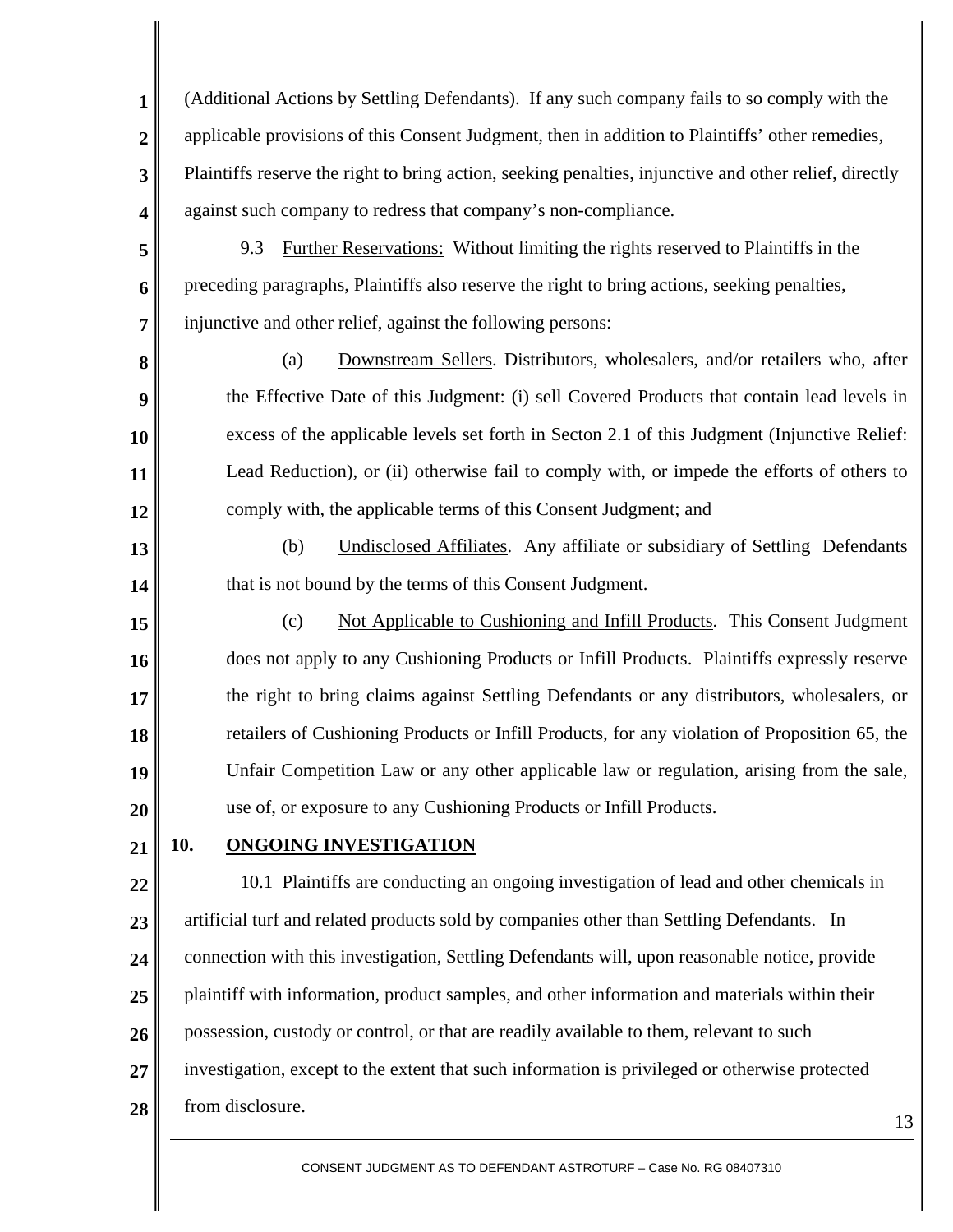(Additional Actions by Settling Defendants). If any such company fails to so comply with the applicable provisions of this Consent Judgment, then in addition to Plaintiffs' other remedies, Plaintiffs reserve the right to bring action, seeking penalties, injunctive and other relief, directly against such company to redress that company's non-compliance.

9.3 Further Reservations: Without limiting the rights reserved to Plaintiffs in the preceding paragraphs, Plaintiffs also reserve the right to bring actions, seeking penalties, injunctive and other relief, against the following persons:

(a) Downstream Sellers. Distributors, wholesalers, and/or retailers who, after the Effective Date of this Judgment: (i) sell Covered Products that contain lead levels in excess of the applicable levels set forth in Secton 2.1 of this Judgment (Injunctive Relief: Lead Reduction), or (ii) otherwise fail to comply with, or impede the efforts of others to comply with, the applicable terms of this Consent Judgment; and

(b) Undisclosed Affiliates. Any affiliate or subsidiary of Settling Defendants that is not bound by the terms of this Consent Judgment.

(c) Not Applicable to Cushioning and Infill Products. This Consent Judgment does not apply to any Cushioning Products or Infill Products. Plaintiffs expressly reserve the right to bring claims against Settling Defendants or any distributors, wholesalers, or retailers of Cushioning Products or Infill Products, for any violation of Proposition 65, the Unfair Competition Law or any other applicable law or regulation, arising from the sale, use of, or exposure to any Cushioning Products or Infill Products.

## 10. ONGOING INVESTIGATION

10.1 Plaintiffs are conducting an ongoing investigation of lead and other chemicals in artificial turf and related products sold by companies other than Settling Defendants. In connection with this investigation, Settling Defendants will, upon reasonable notice, provide plaintiff with information, product samples, and other information and materials within their possession, custody or control, or that are readily available to them, relevant to such investigation, except to the extent that such information is privileged or otherwise protected from disclosure.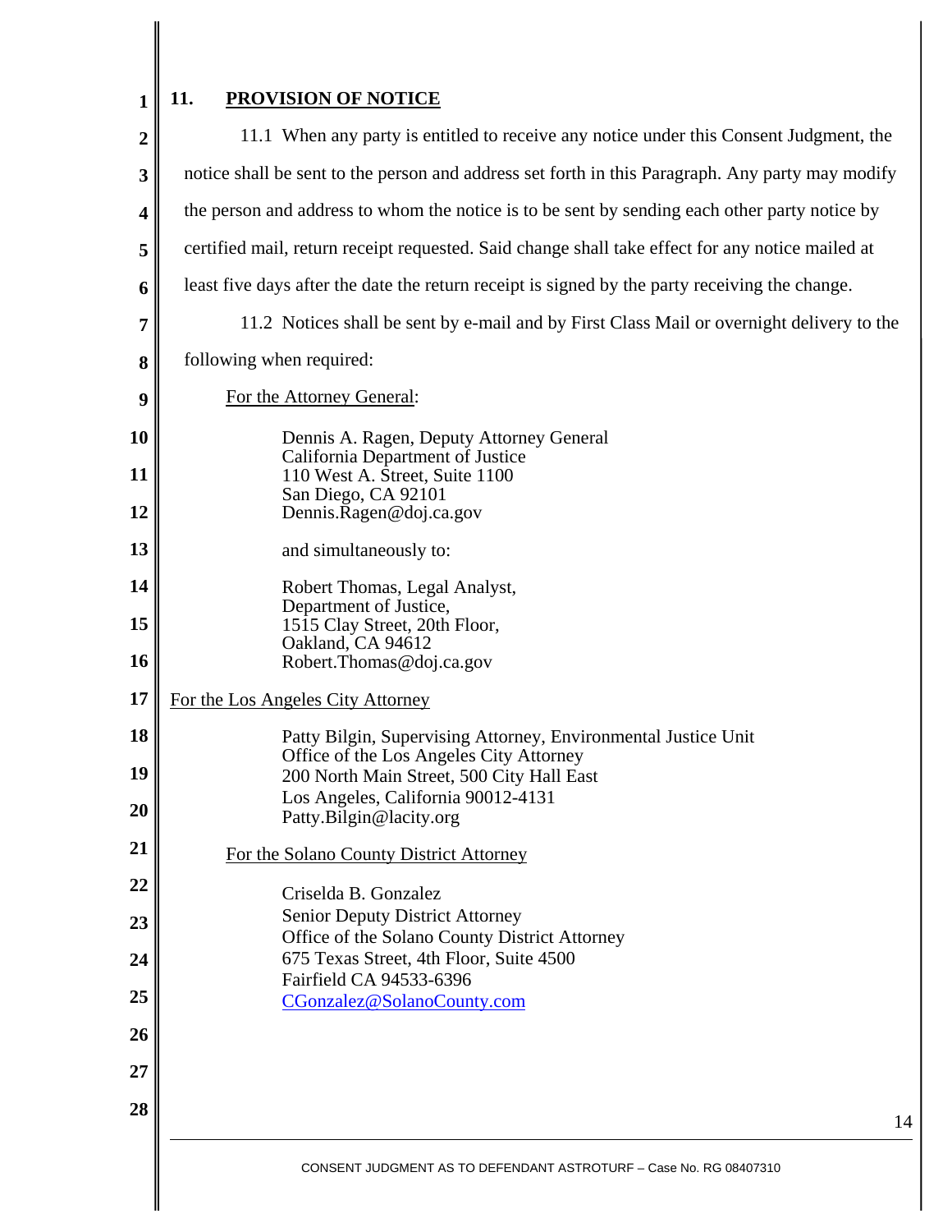## 11. **PROVISION OF NOTICE**

11.1 When any party is entitled to receive any notice under this Consent Judgment, the notice shall be sent to the person and address set forth in this Paragraph. Any party may modify the person and address to whom the notice is to be sent by sending each other party notice by certified mail, return receipt requested. Said change shall take effect for any notice mailed at least five days after the date the return receipt is signed by the party receiving the change.

11.2 Notices shall be sent by e-mail and by First Class Mail or overnight delivery to the following when required:

For the Attorney General:

Dennis A. Ragen, Deputy Attorney General
California Department of Justice
110 West A. Street, Suite 1100
San Diego, CA 92101
Dennis.Ragen@doj.ca.gov

and simultaneously to:

Robert Thomas, Legal Analyst,
Department of Justice,
1515 Clay Street, 20th Floor,
Oakland, CA 94612
Robert.Thomas@doj.ca.gov

For the Los Angeles City Attorney

Patty Bilgin, Supervising Attorney, Environmental Justice Unit
Office of the Los Angeles City Attorney
200 North Main Street, 500 City Hall East
Los Angeles, California 90012-4131
Patty.Bilgin@lacity.org

For the Solano County District Attorney

Criselda B. Gonzalez
Senior Deputy District Attorney
Office of the Solano County District Attorney
675 Texas Street, 4th Floor, Suite 4500
Fairfield CA 94533-6396
CGonzalez@SolanoCounty.com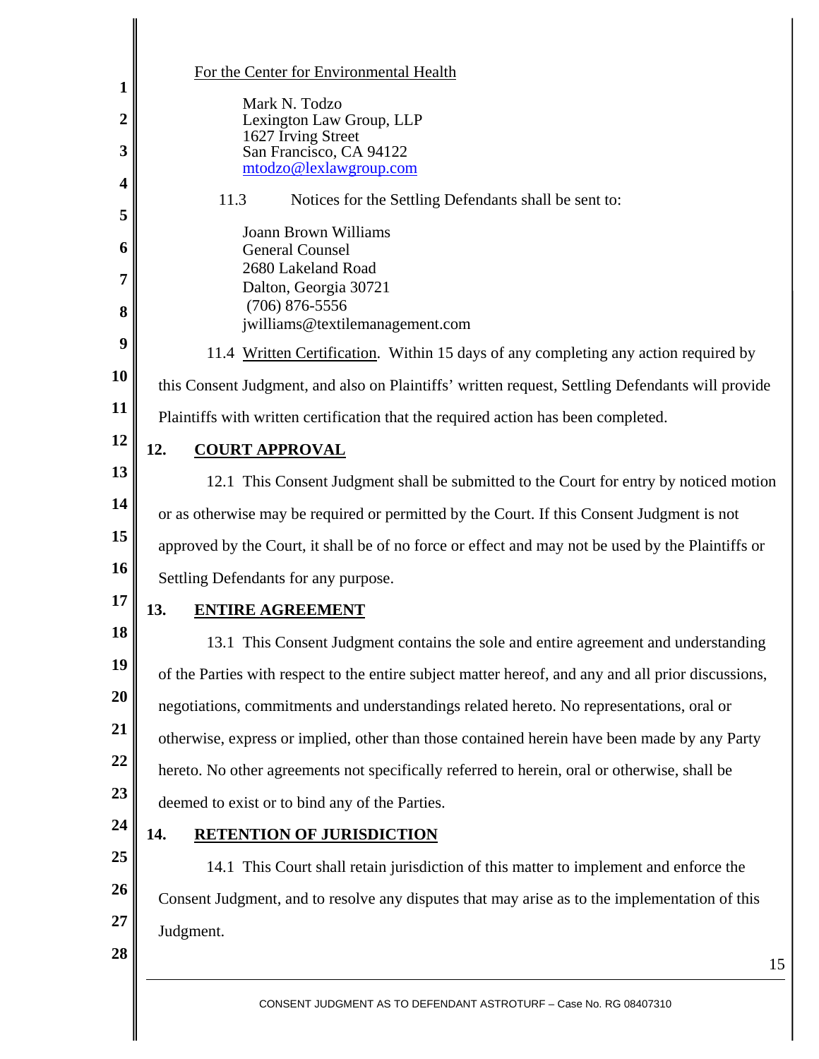For the Center for Environmental Health

Mark N. Todzo
Lexington Law Group, LLP
1627 Irving Street
San Francisco, CA 94122
mtodzo@lexlawgroup.com

11.3 Notices for the Settling Defendants shall be sent to:

Joann Brown Williams
General Counsel
2680 Lakeland Road
Dalton, Georgia 30721
(706) 876-5556
jwilliams@textilemanagement.com

11.4 Written Certification. Within 15 days of any completing any action required by this Consent Judgment, and also on Plaintiffs' written request, Settling Defendants will provide Plaintiffs with written certification that the required action has been completed.

## 12. COURT APPROVAL

12.1 This Consent Judgment shall be submitted to the Court for entry by noticed motion or as otherwise may be required or permitted by the Court. If this Consent Judgment is not approved by the Court, it shall be of no force or effect and may not be used by the Plaintiffs or Settling Defendants for any purpose.

## 13. ENTIRE AGREEMENT

13.1 This Consent Judgment contains the sole and entire agreement and understanding of the Parties with respect to the entire subject matter hereof, and any and all prior discussions, negotiations, commitments and understandings related hereto. No representations, oral or otherwise, express or implied, other than those contained herein have been made by any Party hereto. No other agreements not specifically referred to herein, oral or otherwise, shall be deemed to exist or to bind any of the Parties.

## 14. RETENTION OF JURISDICTION

14.1 This Court shall retain jurisdiction of this matter to implement and enforce the Consent Judgment, and to resolve any disputes that may arise as to the implementation of this Judgment.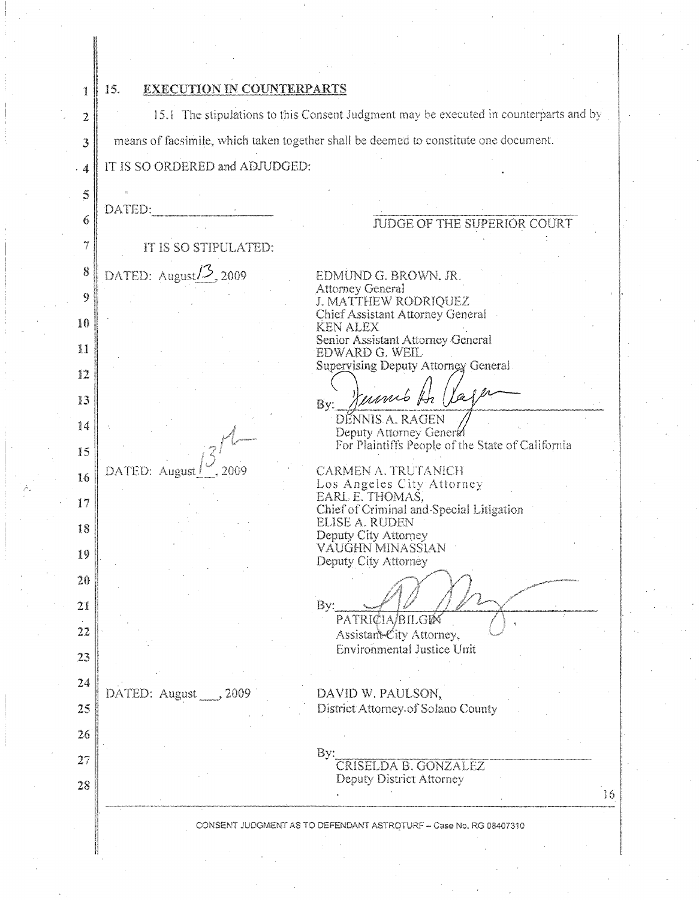## 15. EXECUTION IN COUNTERPARTS

15.1 The stipulations to this Consent Judgment may be executed in counterparts and by means of facsimile, which taken together shall be deemed to constitute one document.

IT IS SO ORDERED and ADJUDGED:

DATED:____________________

JUDGE OF THE SUPERIOR COURT

IT IS SO STIPULATED:

DATED: August 13, 2009

EDMUND G. BROWN, JR.
Attorney General
J. MATTHEW RODRIQUEZ
Chief Assistant Attorney General
KEN ALEX
Senior Assistant Attorney General
EDWARD G. WEIL
Supervising Deputy Attorney General

By: ____________________
DENNIS A. RAGEN
Deputy Attorney General
For Plaintiffs People of the State of California

DATED: August 13, 2009

CARMEN A. TRUTANICH
Los Angeles City Attorney
EARL E. THOMAS,
Chief of Criminal and Special Litigation
ELISE A. RUDEN
Deputy City Attorney
VAUGHN MINASSIAN
Deputy City Attorney

By: ____________________
PATRICIA BILGIN
Assistant City Attorney,
Environmental Justice Unit

DATED: August ___, 2009

DAVID W. PAULSON,
District Attorney of Solano County

By: ____________________
CRISELDA B. GONZALEZ
Deputy District Attorney

CONSENT JUDGMENT AS TO DEFENDANT ASTROTURF – Case No. RG 08407310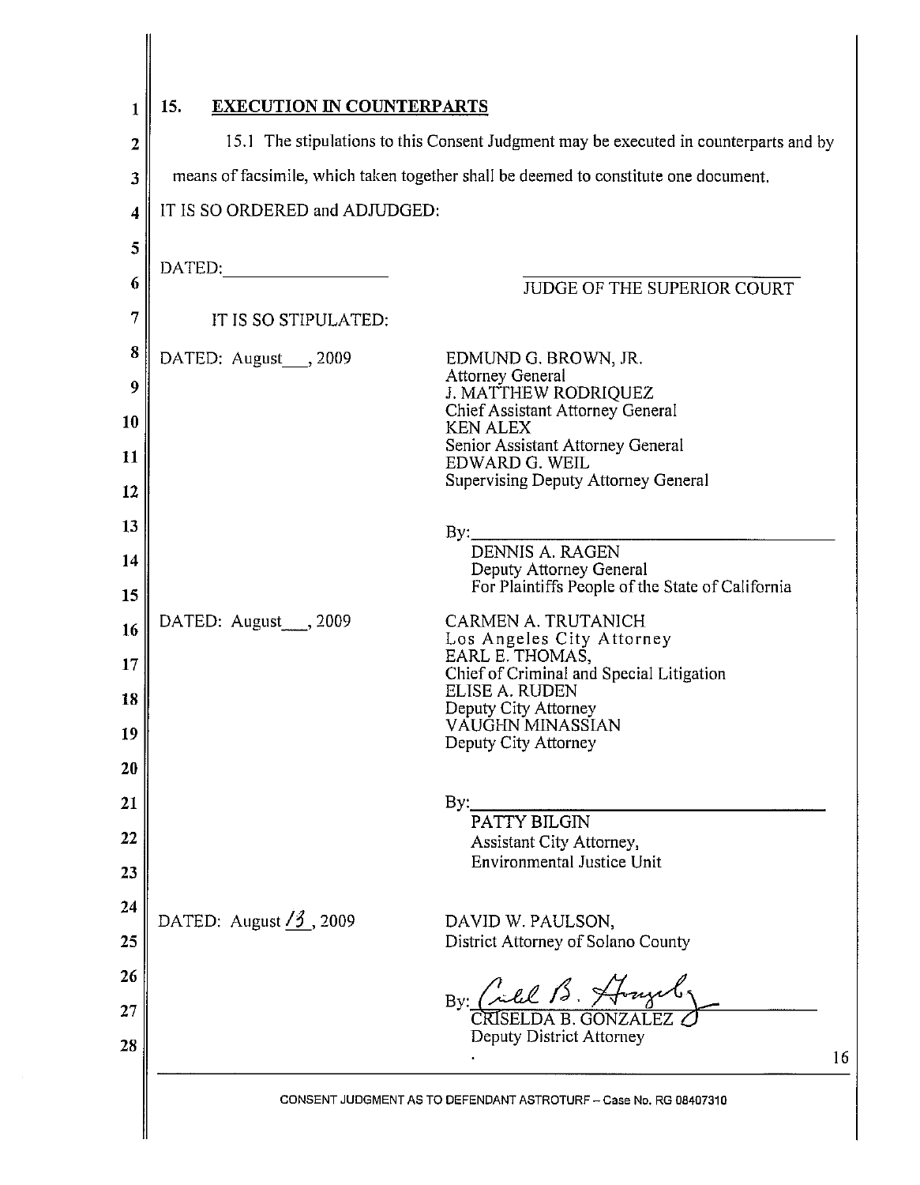## 15. EXECUTION IN COUNTERPARTS

15.1 The stipulations to this Consent Judgment may be executed in counterparts and by means of facsimile, which taken together shall be deemed to constitute one document.

IT IS SO ORDERED and ADJUDGED:

DATED: ___________________

___________________________
JUDGE OF THE SUPERIOR COURT

IT IS SO STIPULATED:

DATED: August___, 2009

EDMUND G. BROWN, JR.
Attorney General
J. MATTHEW RODRIQUEZ
Chief Assistant Attorney General
KEN ALEX
Senior Assistant Attorney General
EDWARD G. WEIL
Supervising Deputy Attorney General

By:___________________________
DENNIS A. RAGEN
Deputy Attorney General
For Plaintiffs People of the State of California

DATED: August___, 2009

CARMEN A. TRUTANICH
Los Angeles City Attorney
EARL E. THOMAS,
Chief of Criminal and Special Litigation
ELISE A. RUDEN
Deputy City Attorney
VAUGHN MINASSIAN
Deputy City Attorney

By:___________________________
PATTY BILGIN
Assistant City Attorney,
Environmental Justice Unit

DATED: August 13, 2009

DAVID W. PAULSON,
District Attorney of Solano County

By: ___________________________
CRISELDA B. GONZALEZ
Deputy District Attorney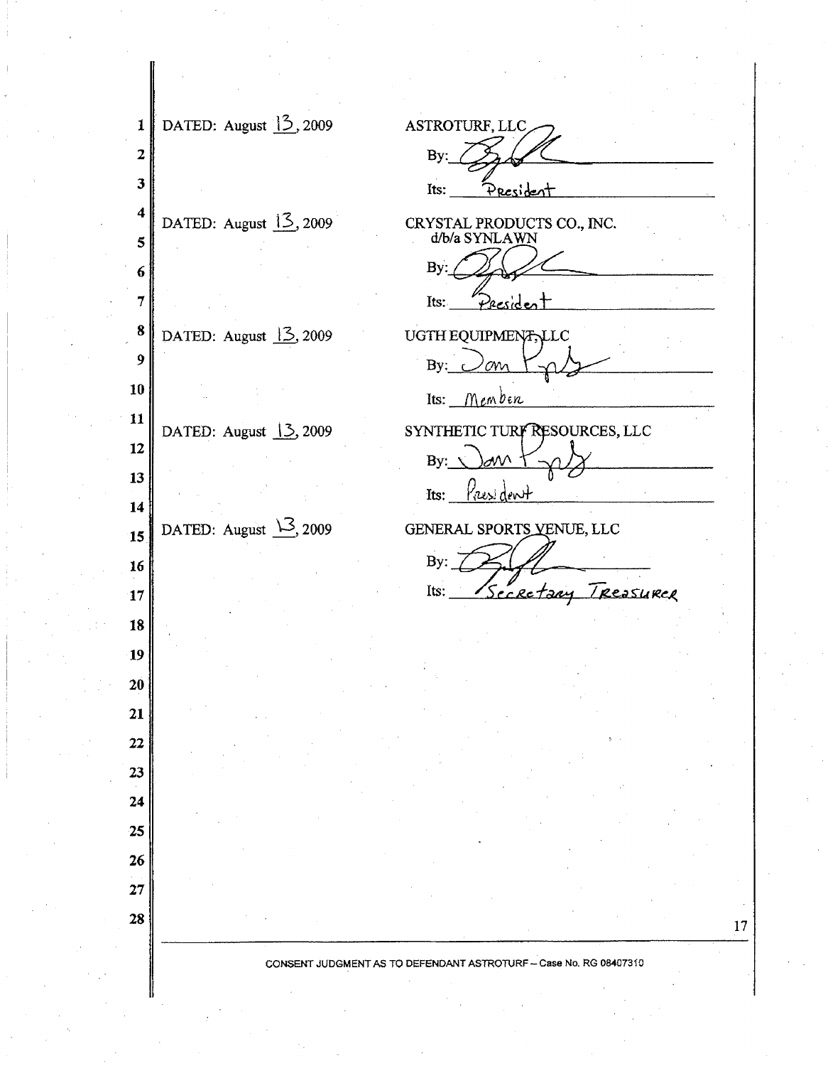DATED: August 13, 2009

ASTROTURF, LLC

By: [signature]

Its: President

DATED: August 13, 2009

CRYSTAL PRODUCTS CO., INC. d/b/a SYNLAWN

By: [signature]

Its: President

DATED: August 13, 2009

UGTH EQUIPMENT, LLC

By: [signature]

Its: Member

DATED: August 13, 2009

SYNTHETIC TURF RESOURCES, LLC

By: [signature]

Its: President

DATED: August 13, 2009

GENERAL SPORTS VENUE, LLC

By: [signature]

Its: Secretary Treasurer

CONSENT JUDGMENT AS TO DEFENDANT ASTROTURF – Case No. RG 08407310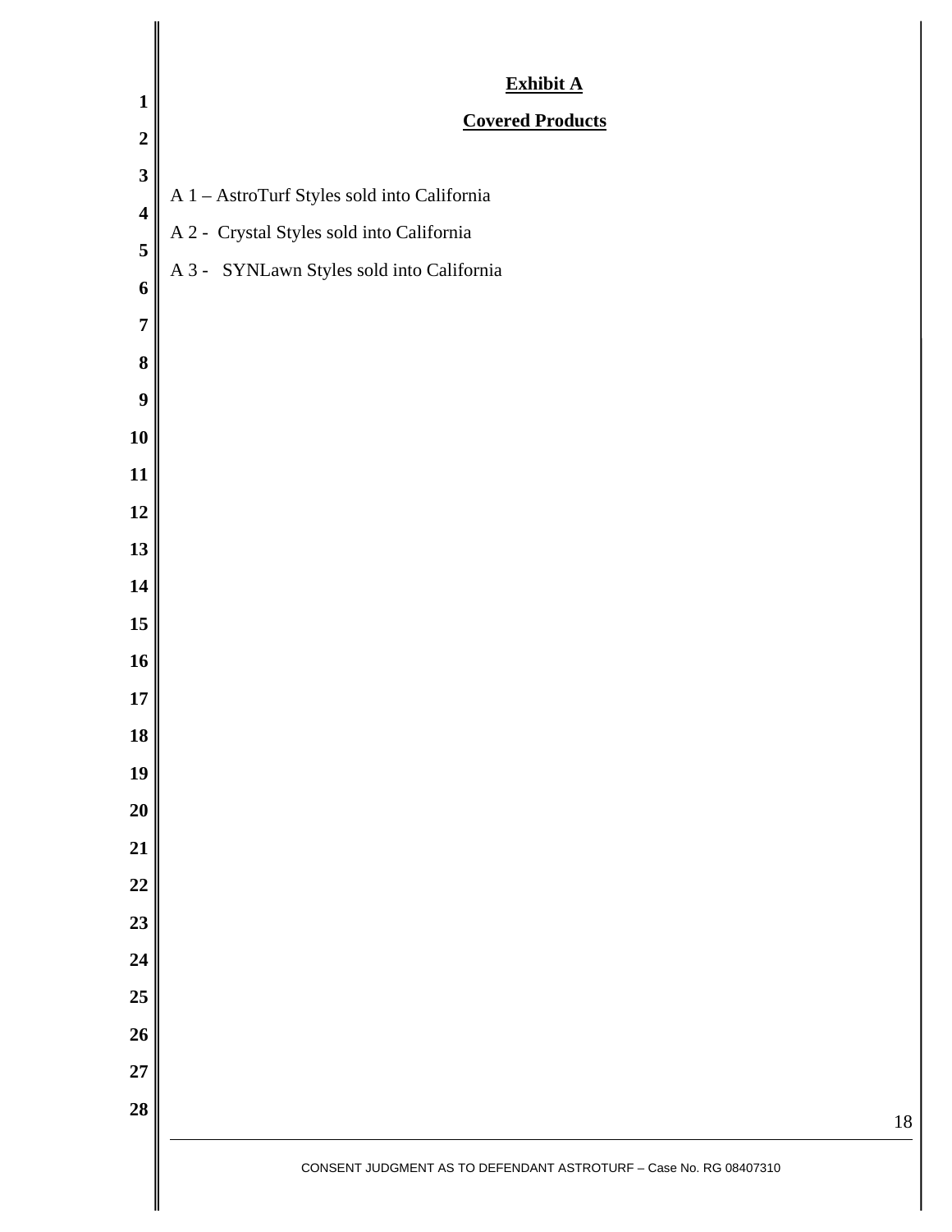## Exhibit A

## Covered Products

A 1 – AstroTurf Styles sold into California

A 2 - Crystal Styles sold into California

A 3 - SYNLawn Styles sold into California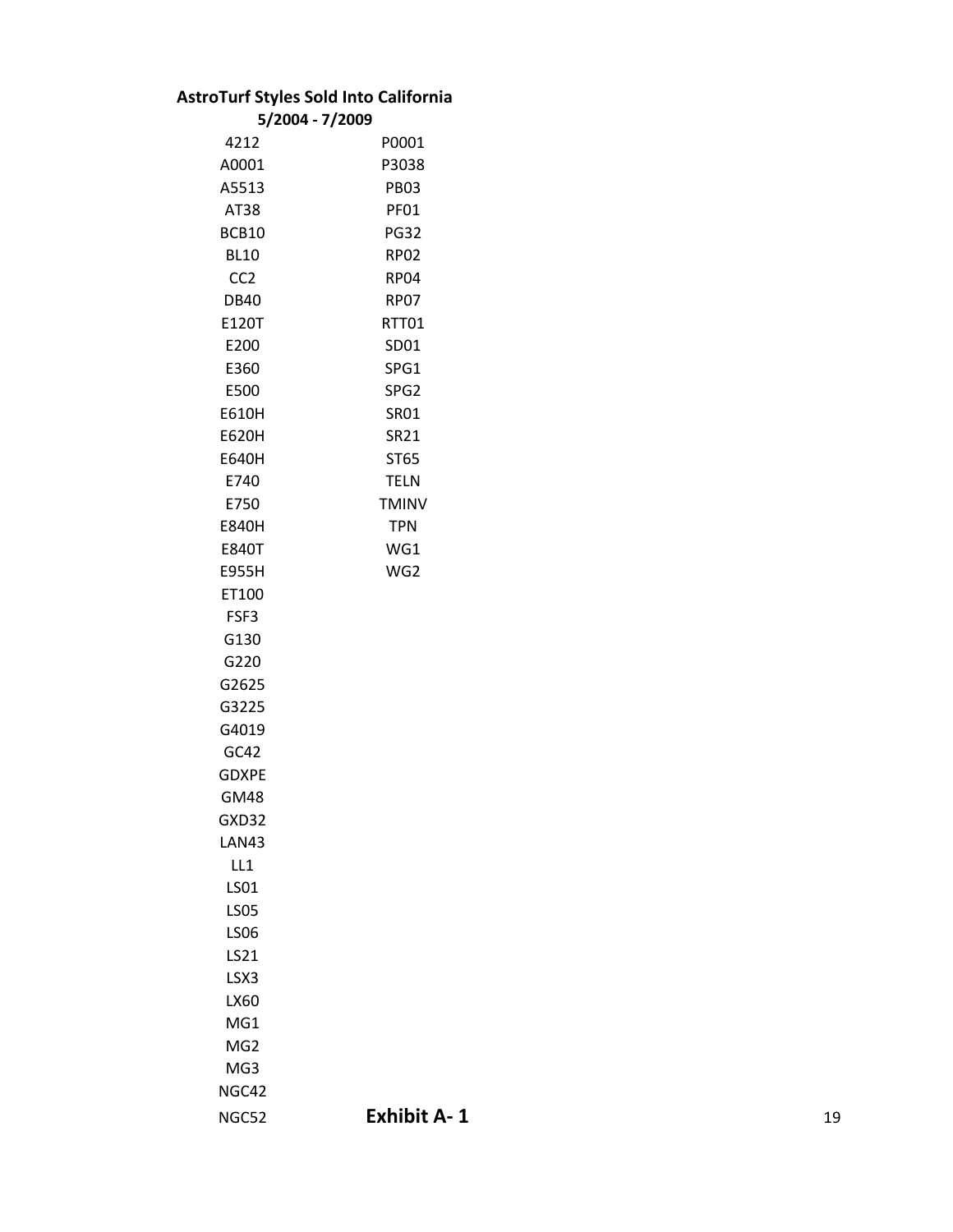**AstroTurf Styles Sold Into California**

**5/2004 - 7/2009**

| | |
|---|---|
| 4212 | P0001 |
| A0001 | P3038 |
| A5513 | PB03 |
| AT38 | PF01 |
| BCB10 | PG32 |
| BL10 | RP02 |
| CC2 | RP04 |
| DB40 | RP07 |
| E120T | RTT01 |
| E200 | SD01 |
| E360 | SPG1 |
| E500 | SPG2 |
| E610H | SR01 |
| E620H | SR21 |
| E640H | ST65 |
| E740 | TELN |
| E750 | TMINV |
| E840H | TPN |
| E840T | WG1 |
| E955H | WG2 |
| ET100 | |
| FSF3 | |
| G130 | |
| G220 | |
| G2625 | |
| G3225 | |
| G4019 | |
| GC42 | |
| GDXPE | |
| GM48 | |
| GXD32 | |
| LAN43 | |
| LL1 | |
| LS01 | |
| LS05 | |
| LS06 | |
| LS21 | |
| LSX3 | |
| LX60 | |
| MG1 | |
| MG2 | |
| MG3 | |
| NGC42 | |
| NGC52 | |

**Exhibit A- 1**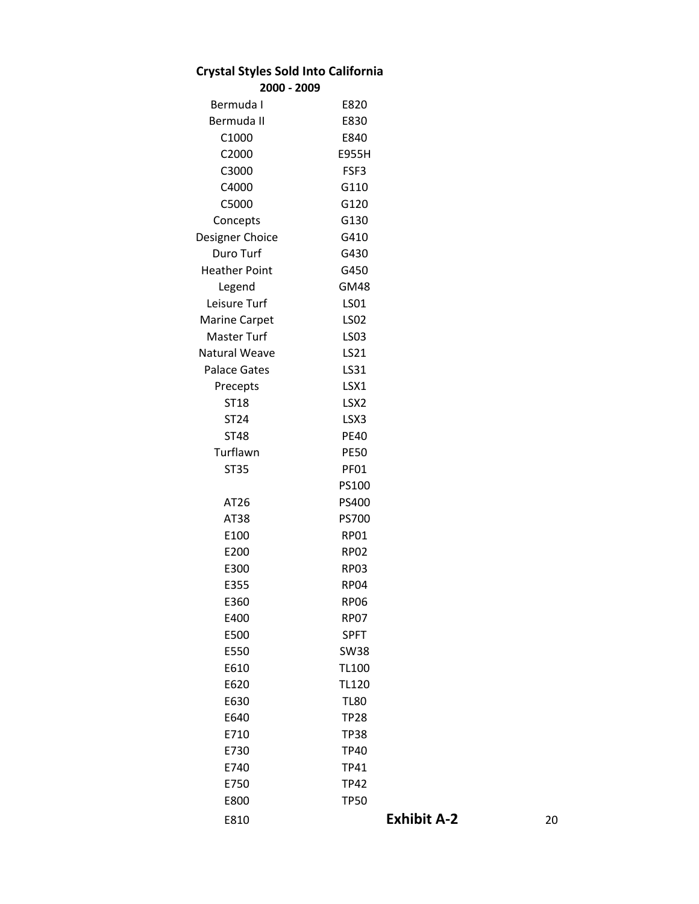**Crystal Styles Sold Into California**

**2000 - 2009**

| | |
|---|---|
| Bermuda I | E820 |
| Bermuda II | E830 |
| C1000 | E840 |
| C2000 | E955H |
| C3000 | FSF3 |
| C4000 | G110 |
| C5000 | G120 |
| Concepts | G130 |
| Designer Choice | G410 |
| Duro Turf | G430 |
| Heather Point | G450 |
| Legend | GM48 |
| Leisure Turf | LS01 |
| Marine Carpet | LS02 |
| Master Turf | LS03 |
| Natural Weave | LS21 |
| Palace Gates | LS31 |
| Precepts | LSX1 |
| ST18 | LSX2 |
| ST24 | LSX3 |
| ST48 | PE40 |
| Turflawn | PE50 |
| ST35 | PF01 |
| | PS100 |
| AT26 | PS400 |
| AT38 | PS700 |
| E100 | RP01 |
| E200 | RP02 |
| E300 | RP03 |
| E355 | RP04 |
| E360 | RP06 |
| E400 | RP07 |
| E500 | SPFT |
| E550 | SW38 |
| E610 | TL100 |
| E620 | TL120 |
| E630 | TL80 |
| E640 | TP28 |
| E710 | TP38 |
| E730 | TP40 |
| E740 | TP41 |
| E750 | TP42 |
| E800 | TP50 |
| E810 | |

**Exhibit A-2**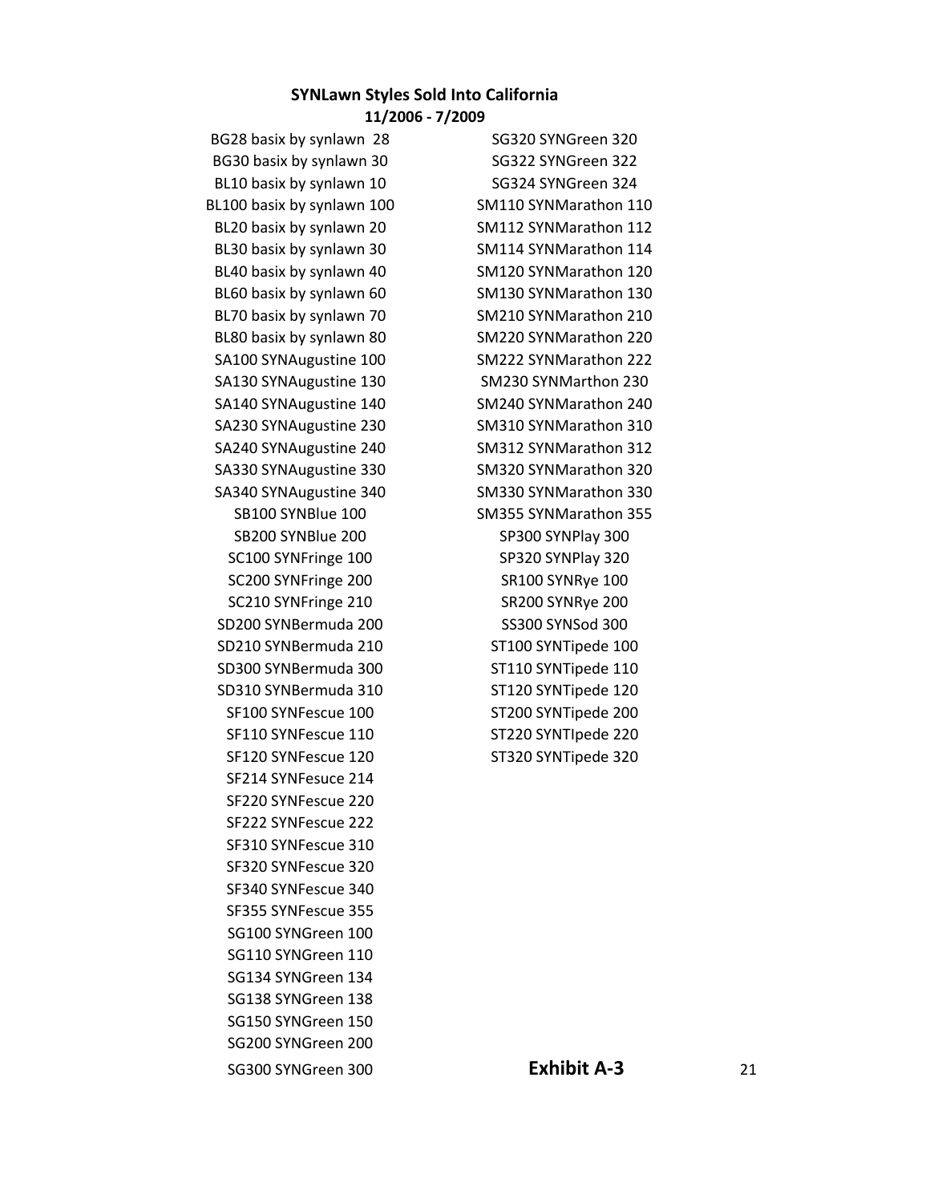**SYNLawn Styles Sold Into California**
**11/2006 - 7/2009**

BG28 basix by synlawn 28
BG30 basix by synlawn 30
BL10 basix by synlawn 10
BL100 basix by synlawn 100
BL20 basix by synlawn 20
BL30 basix by synlawn 30
BL40 basix by synlawn 40
BL60 basix by synlawn 60
BL70 basix by synlawn 70
BL80 basix by synlawn 80
SA100 SYNAugustine 100
SA130 SYNAugustine 130
SA140 SYNAugustine 140
SA230 SYNAugustine 230
SA240 SYNAugustine 240
SA330 SYNAugustine 330
SA340 SYNAugustine 340
SB100 SYNBlue 100
SB200 SYNBlue 200
SC100 SYNFringe 100
SC200 SYNFringe 200
SC210 SYNFringe 210
SD200 SYNBermuda 200
SD210 SYNBermuda 210
SD300 SYNBermuda 300
SD310 SYNBermuda 310
SF100 SYNFescue 100
SF110 SYNFescue 110
SF120 SYNFescue 120
SF214 SYNFesuce 214
SF220 SYNFescue 220
SF222 SYNFescue 222
SF310 SYNFescue 310
SF320 SYNFescue 320
SF340 SYNFescue 340
SF355 SYNFescue 355
SG100 SYNGreen 100
SG110 SYNGreen 110
SG134 SYNGreen 134
SG138 SYNGreen 138
SG150 SYNGreen 150
SG200 SYNGreen 200
SG300 SYNGreen 300
SG320 SYNGreen 320
SG322 SYNGreen 322
SG324 SYNGreen 324
SM110 SYNMarathon 110
SM112 SYNMarathon 112
SM114 SYNMarathon 114
SM120 SYNMarathon 120
SM130 SYNMarathon 130
SM210 SYNMarathon 210
SM220 SYNMarathon 220
SM222 SYNMarathon 222
SM230 SYNMarthon 230
SM240 SYNMarathon 240
SM310 SYNMarathon 310
SM312 SYNMarathon 312
SM320 SYNMarathon 320
SM330 SYNMarathon 330
SM355 SYNMarathon 355
SP300 SYNPlay 300
SP320 SYNPlay 320
SR100 SYNRye 100
SR200 SYNRye 200
SS300 SYNSod 300
ST100 SYNTipede 100
ST110 SYNTipede 110
ST120 SYNTipede 120
ST200 SYNTipede 200
ST220 SYNTIpede 220
ST320 SYNTipede 320

**Exhibit A-3**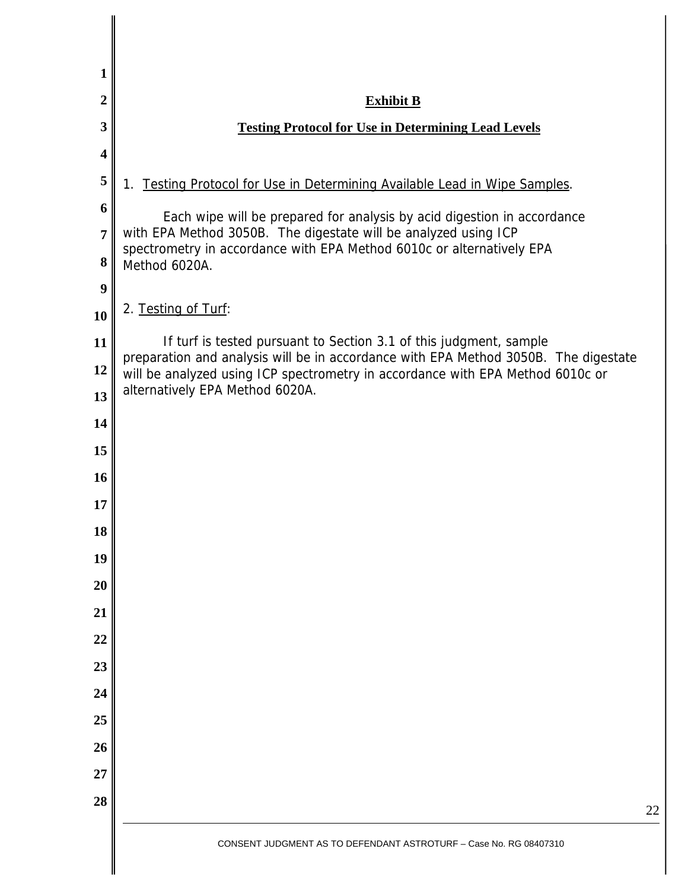## Exhibit B

## Testing Protocol for Use in Determining Lead Levels

1. Testing Protocol for Use in Determining Available Lead in Wipe Samples.

Each wipe will be prepared for analysis by acid digestion in accordance with EPA Method 3050B. The digestate will be analyzed using ICP spectrometry in accordance with EPA Method 6010c or alternatively EPA Method 6020A.

2. Testing of Turf:

If turf is tested pursuant to Section 3.1 of this judgment, sample preparation and analysis will be in accordance with EPA Method 3050B. The digestate will be analyzed using ICP spectrometry in accordance with EPA Method 6010c or alternatively EPA Method 6020A.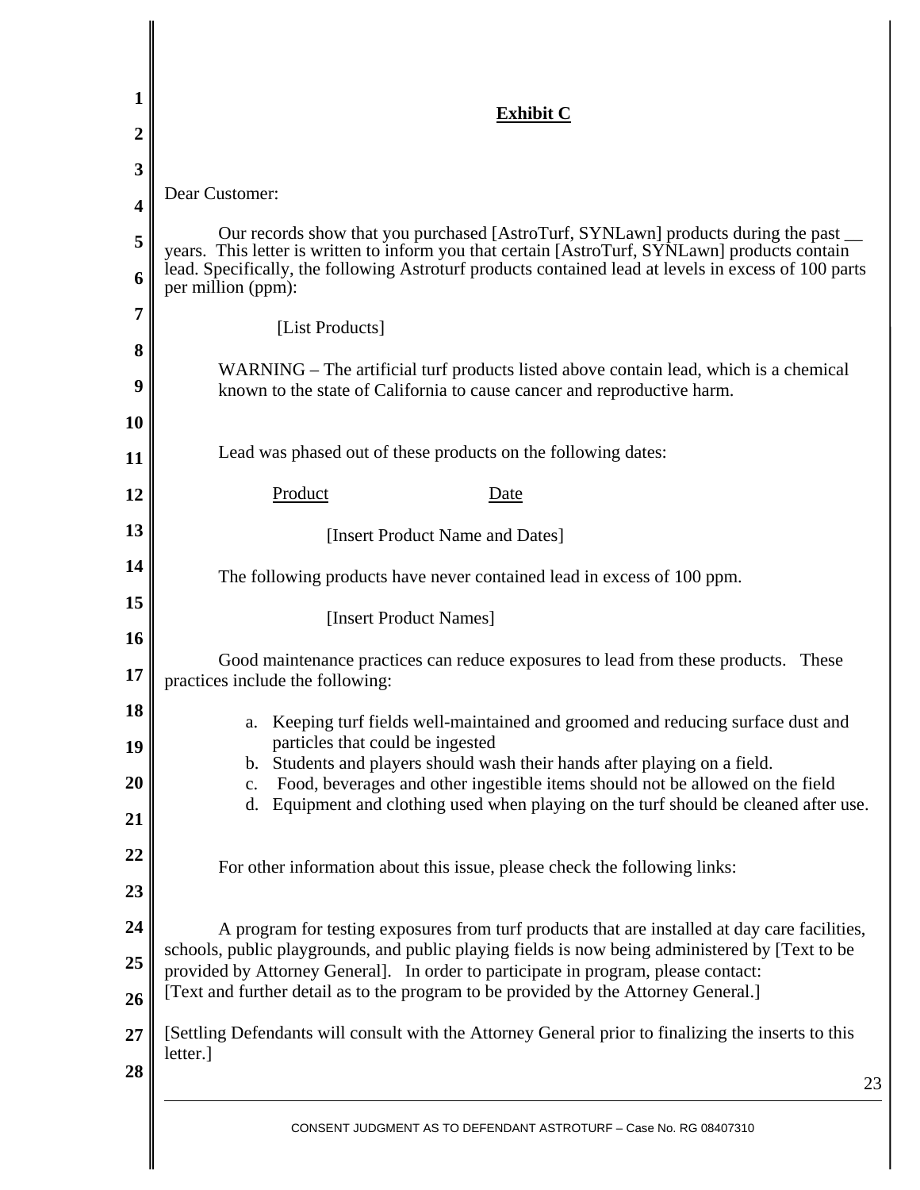**Exhibit C**

Dear Customer:

Our records show that you purchased [AstroTurf, SYNLawn] products during the past __ years. This letter is written to inform you that certain [AstroTurf, SYNLawn] products contain lead. Specifically, the following Astroturf products contained lead at levels in excess of 100 parts per million (ppm):

[List Products]

WARNING – The artificial turf products listed above contain lead, which is a chemical known to the state of California to cause cancer and reproductive harm.

Lead was phased out of these products on the following dates:

| Product | Date |
|---|---|
| [Insert Product Name and Dates] | |

The following products have never contained lead in excess of 100 ppm.

[Insert Product Names]

Good maintenance practices can reduce exposures to lead from these products. These practices include the following:

a. Keeping turf fields well-maintained and groomed and reducing surface dust and particles that could be ingested
b. Students and players should wash their hands after playing on a field.
c. Food, beverages and other ingestible items should not be allowed on the field
d. Equipment and clothing used when playing on the turf should be cleaned after use.

For other information about this issue, please check the following links:

A program for testing exposures from turf products that are installed at day care facilities, schools, public playgrounds, and public playing fields is now being administered by [Text to be provided by Attorney General]. In order to participate in program, please contact: [Text and further detail as to the program to be provided by the Attorney General.]

[Settling Defendants will consult with the Attorney General prior to finalizing the inserts to this letter.]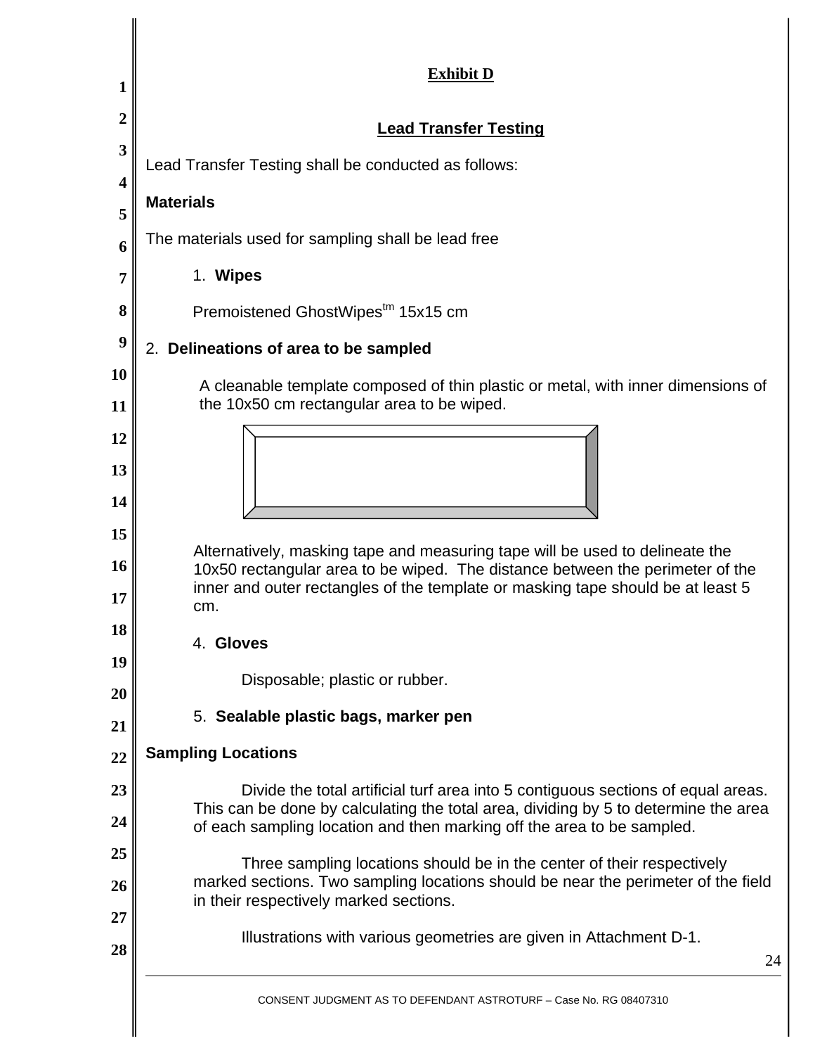**Exhibit D**

## Lead Transfer Testing

Lead Transfer Testing shall be conducted as follows:

**Materials**

The materials used for sampling shall be lead free

1. **Wipes**

   Premoistened GhostWipes[tm] 15x15 cm

2. **Delineations of area to be sampled**

   A cleanable template composed of thin plastic or metal, with inner dimensions of the 10x50 cm rectangular area to be wiped.

   Alternatively, masking tape and measuring tape will be used to delineate the 10x50 rectangular area to be wiped. The distance between the perimeter of the inner and outer rectangles of the template or masking tape should be at least 5 cm.

4. **Gloves**

   Disposable; plastic or rubber.

5. **Sealable plastic bags, marker pen**

**Sampling Locations**

Divide the total artificial turf area into 5 contiguous sections of equal areas. This can be done by calculating the total area, dividing by 5 to determine the area of each sampling location and then marking off the area to be sampled.

Three sampling locations should be in the center of their respectively marked sections. Two sampling locations should be near the perimeter of the field in their respectively marked sections.

Illustrations with various geometries are given in Attachment D-1.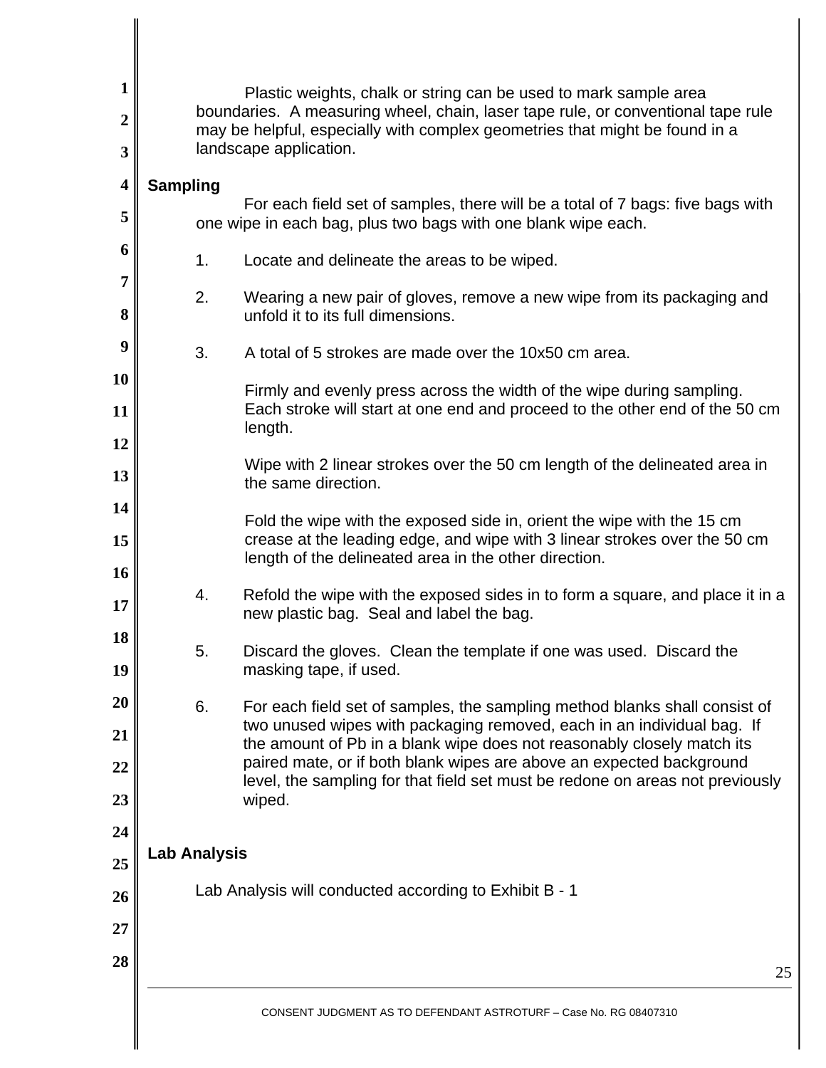Plastic weights, chalk or string can be used to mark sample area boundaries. A measuring wheel, chain, laser tape rule, or conventional tape rule may be helpful, especially with complex geometries that might be found in a landscape application.

**Sampling**

For each field set of samples, there will be a total of 7 bags: five bags with one wipe in each bag, plus two bags with one blank wipe each.

1. Locate and delineate the areas to be wiped.

2. Wearing a new pair of gloves, remove a new wipe from its packaging and unfold it to its full dimensions.

3. A total of 5 strokes are made over the 10x50 cm area.

   Firmly and evenly press across the width of the wipe during sampling. Each stroke will start at one end and proceed to the other end of the 50 cm length.

   Wipe with 2 linear strokes over the 50 cm length of the delineated area in the same direction.

   Fold the wipe with the exposed side in, orient the wipe with the 15 cm crease at the leading edge, and wipe with 3 linear strokes over the 50 cm length of the delineated area in the other direction.

4. Refold the wipe with the exposed sides in to form a square, and place it in a new plastic bag. Seal and label the bag.

5. Discard the gloves. Clean the template if one was used. Discard the masking tape, if used.

6. For each field set of samples, the sampling method blanks shall consist of two unused wipes with packaging removed, each in an individual bag. If the amount of Pb in a blank wipe does not reasonably closely match its paired mate, or if both blank wipes are above an expected background level, the sampling for that field set must be redone on areas not previously wiped.

**Lab Analysis**

Lab Analysis will conducted according to Exhibit B - 1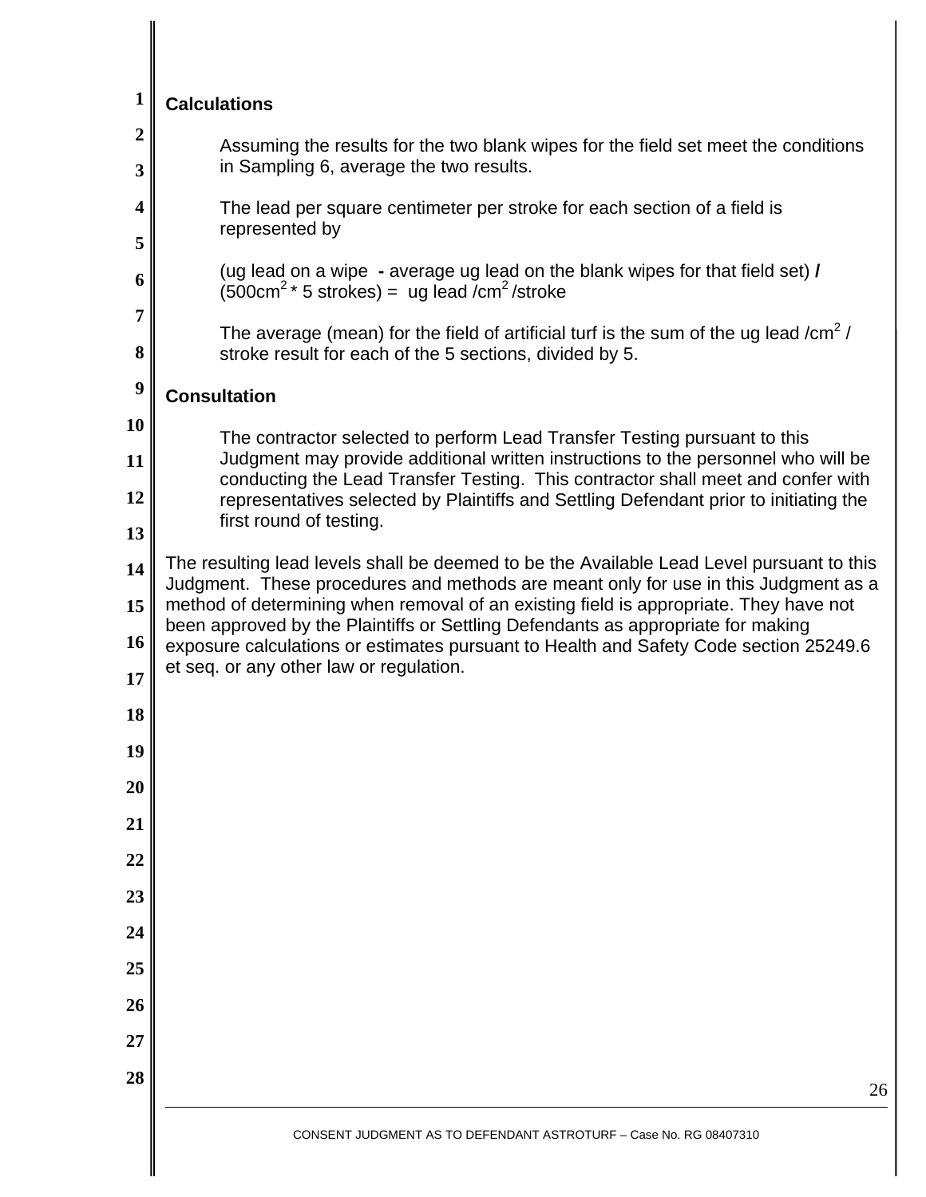**Calculations**

Assuming the results for the two blank wipes for the field set meet the conditions in Sampling 6, average the two results.

The lead per square centimeter per stroke for each section of a field is represented by

(ug lead on a wipe **-** average ug lead on the blank wipes for that field set) **/** ($500cm^2$ * 5 strokes) = ug lead /$cm^2$ /stroke

The average (mean) for the field of artificial turf is the sum of the ug lead /$cm^2$ / stroke result for each of the 5 sections, divided by 5.

**Consultation**

The contractor selected to perform Lead Transfer Testing pursuant to this Judgment may provide additional written instructions to the personnel who will be conducting the Lead Transfer Testing. This contractor shall meet and confer with representatives selected by Plaintiffs and Settling Defendant prior to initiating the first round of testing.

The resulting lead levels shall be deemed to be the Available Lead Level pursuant to this Judgment. These procedures and methods are meant only for use in this Judgment as a method of determining when removal of an existing field is appropriate. They have not been approved by the Plaintiffs or Settling Defendants as appropriate for making exposure calculations or estimates pursuant to Health and Safety Code section 25249.6 et seq. or any other law or regulation.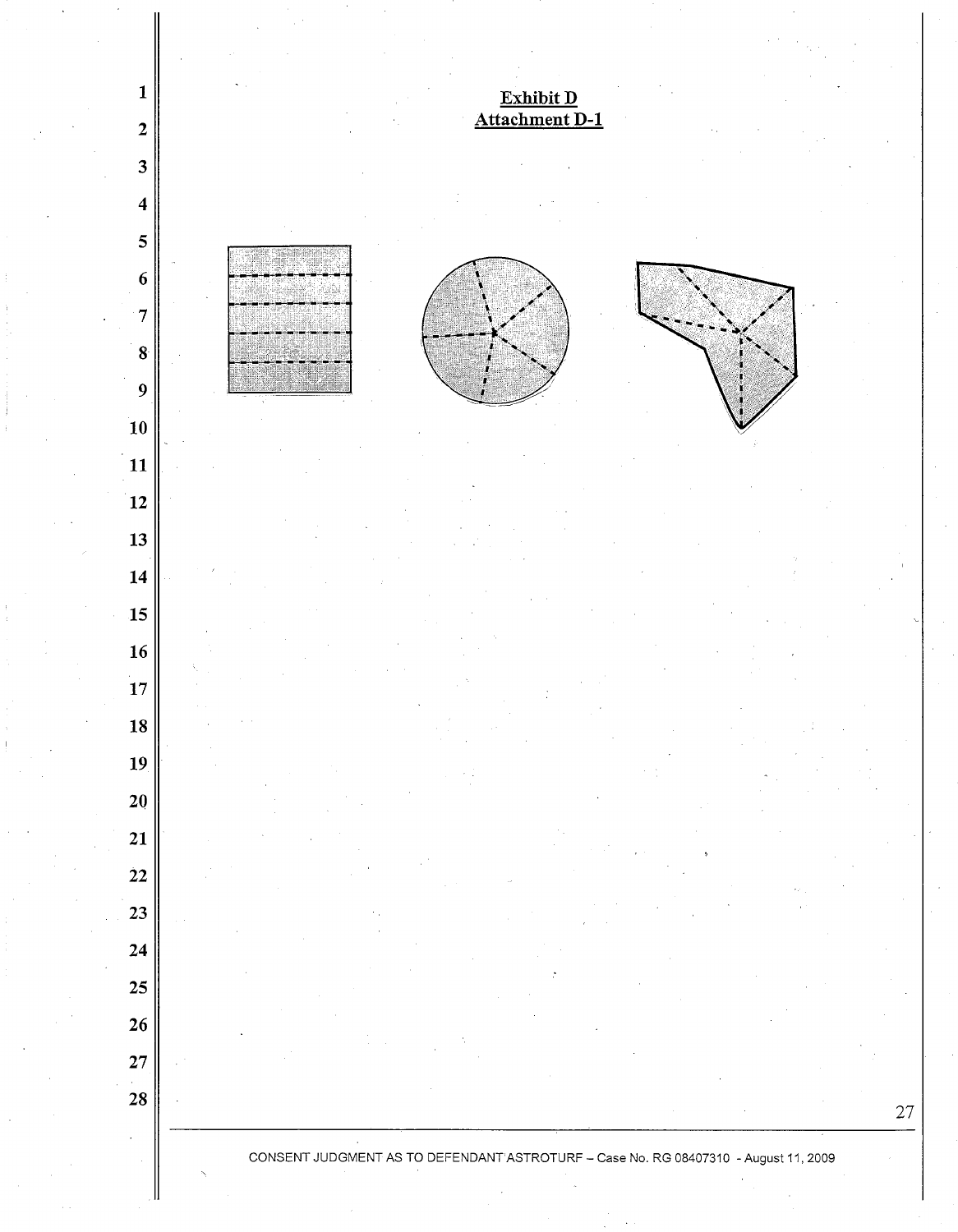**Exhibit D**
**Attachment D-1**